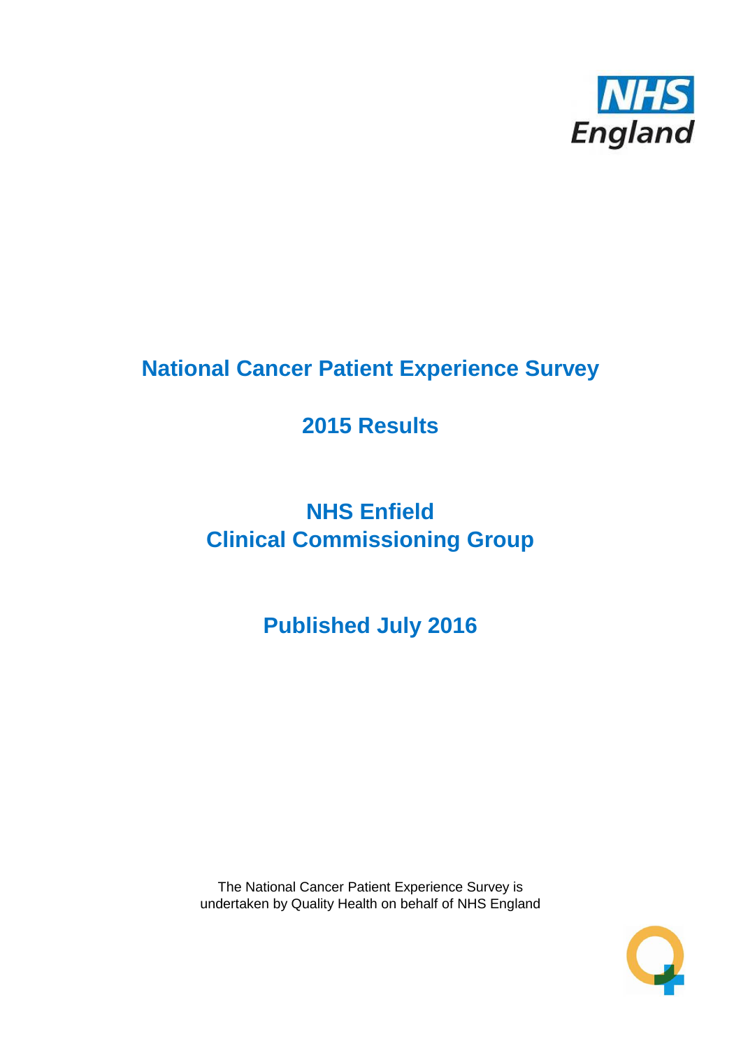NHS England

# National Cancer Patient Experience Survey

## 2015 Results

## NHS Enfield Clinical Commissioning Group

## Published July 2016

The National Cancer Patient Experience Survey is undertaken by Quality Health on behalf of NHS England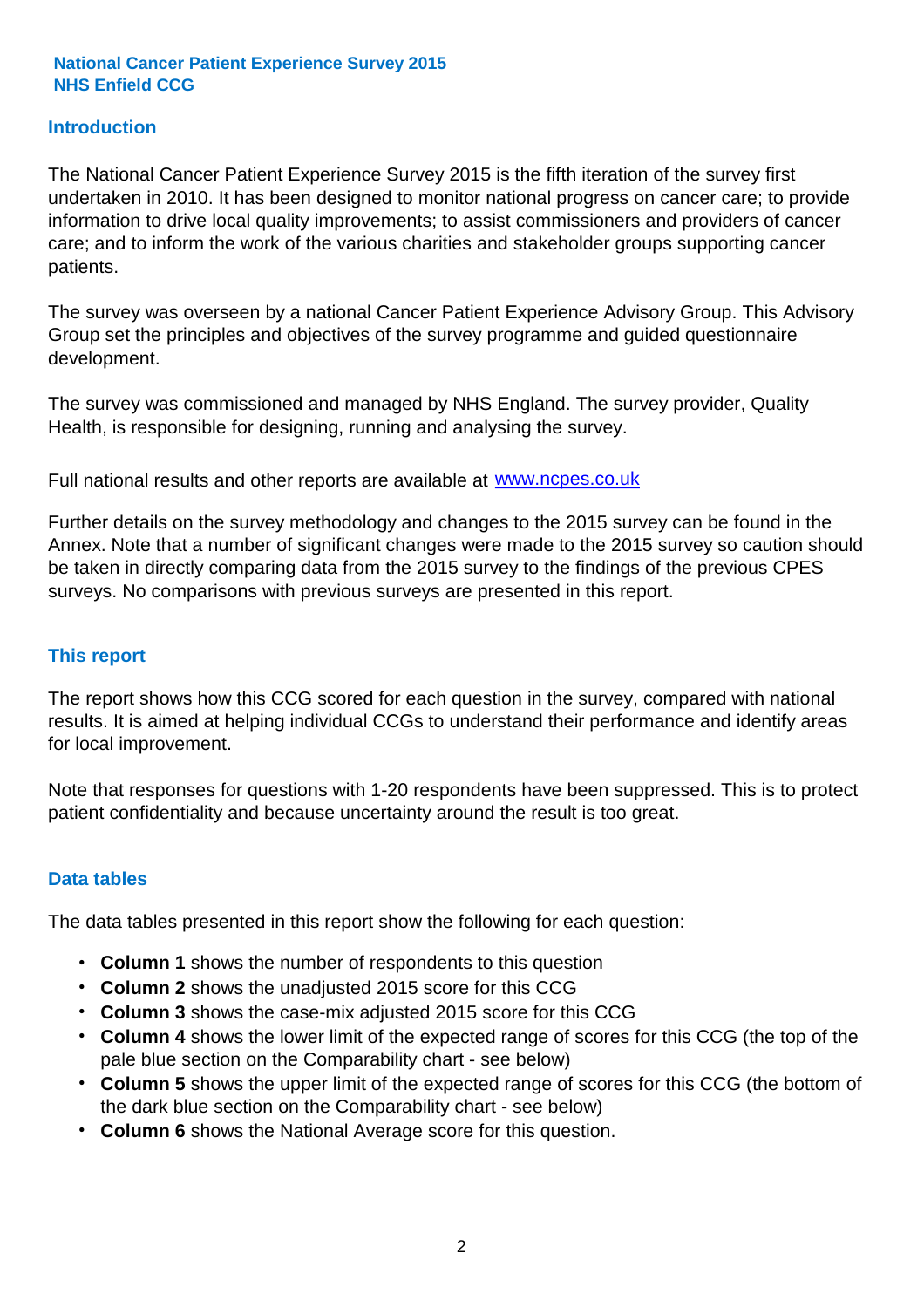**National Cancer Patient Experience Survey 2015**
**NHS Enfield CCG**

## Introduction

The National Cancer Patient Experience Survey 2015 is the fifth iteration of the survey first undertaken in 2010. It has been designed to monitor national progress on cancer care; to provide information to drive local quality improvements; to assist commissioners and providers of cancer care; and to inform the work of the various charities and stakeholder groups supporting cancer patients.

The survey was overseen by a national Cancer Patient Experience Advisory Group. This Advisory Group set the principles and objectives of the survey programme and guided questionnaire development.

The survey was commissioned and managed by NHS England. The survey provider, Quality Health, is responsible for designing, running and analysing the survey.

Full national results and other reports are available at [www.ncpes.co.uk](http://www.ncpes.co.uk)

Further details on the survey methodology and changes to the 2015 survey can be found in the Annex. Note that a number of significant changes were made to the 2015 survey so caution should be taken in directly comparing data from the 2015 survey to the findings of the previous CPES surveys. No comparisons with previous surveys are presented in this report.

## This report

The report shows how this CCG scored for each question in the survey, compared with national results. It is aimed at helping individual CCGs to understand their performance and identify areas for local improvement.

Note that responses for questions with 1-20 respondents have been suppressed. This is to protect patient confidentiality and because uncertainty around the result is too great.

## Data tables

The data tables presented in this report show the following for each question:

- **Column 1** shows the number of respondents to this question
- **Column 2** shows the unadjusted 2015 score for this CCG
- **Column 3** shows the case-mix adjusted 2015 score for this CCG
- **Column 4** shows the lower limit of the expected range of scores for this CCG (the top of the pale blue section on the Comparability chart - see below)
- **Column 5** shows the upper limit of the expected range of scores for this CCG (the bottom of the dark blue section on the Comparability chart - see below)
- **Column 6** shows the National Average score for this question.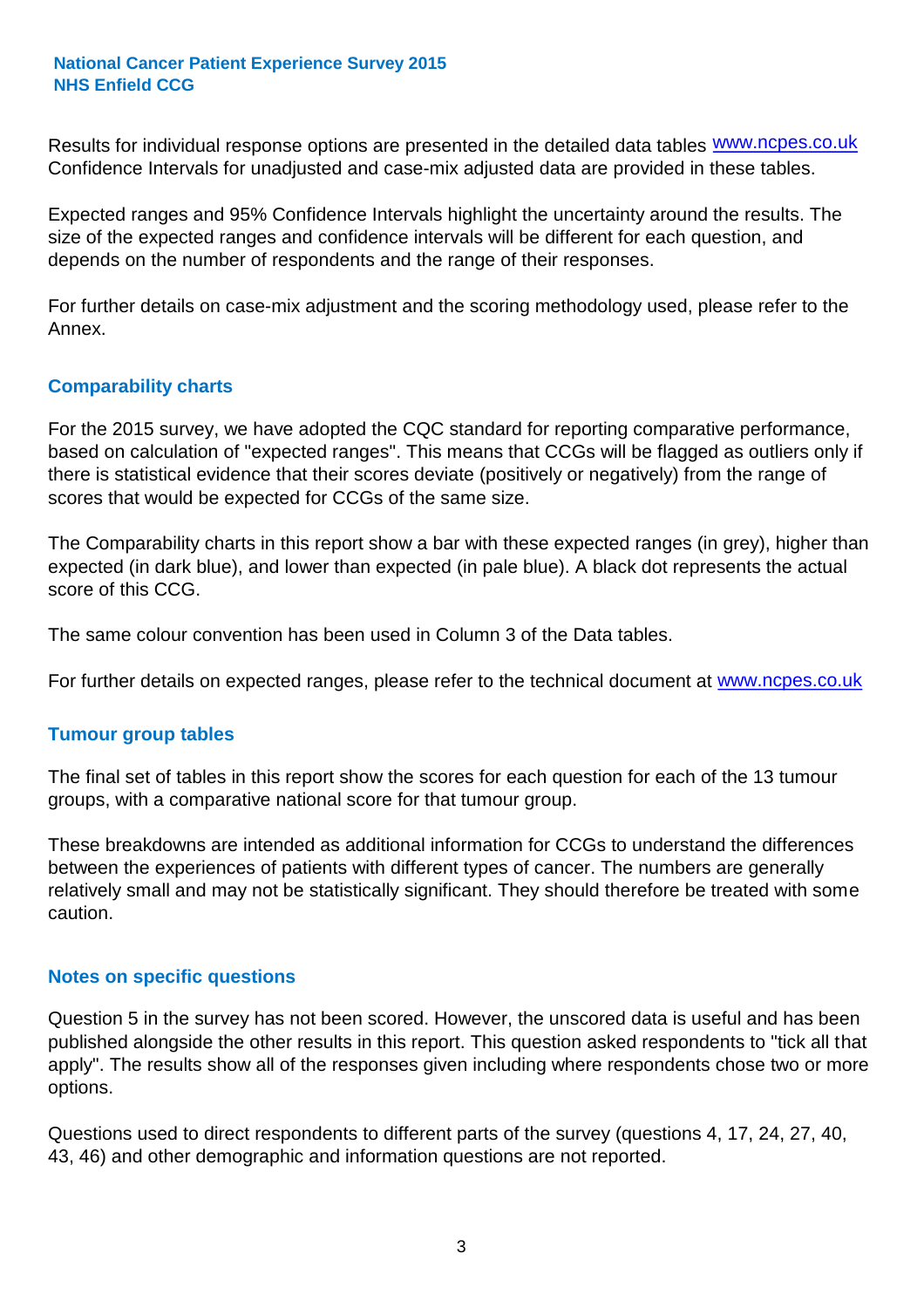Results for individual response options are presented in the detailed data tables www.ncpes.co.uk Confidence Intervals for unadjusted and case-mix adjusted data are provided in these tables.

Expected ranges and 95% Confidence Intervals highlight the uncertainty around the results. The size of the expected ranges and confidence intervals will be different for each question, and depends on the number of respondents and the range of their responses.

For further details on case-mix adjustment and the scoring methodology used, please refer to the Annex.

## Comparability charts

For the 2015 survey, we have adopted the CQC standard for reporting comparative performance, based on calculation of "expected ranges". This means that CCGs will be flagged as outliers only if there is statistical evidence that their scores deviate (positively or negatively) from the range of scores that would be expected for CCGs of the same size.

The Comparability charts in this report show a bar with these expected ranges (in grey), higher than expected (in dark blue), and lower than expected (in pale blue). A black dot represents the actual score of this CCG.

The same colour convention has been used in Column 3 of the Data tables.

For further details on expected ranges, please refer to the technical document at www.ncpes.co.uk

## Tumour group tables

The final set of tables in this report show the scores for each question for each of the 13 tumour groups, with a comparative national score for that tumour group.

These breakdowns are intended as additional information for CCGs to understand the differences between the experiences of patients with different types of cancer. The numbers are generally relatively small and may not be statistically significant. They should therefore be treated with some caution.

## Notes on specific questions

Question 5 in the survey has not been scored. However, the unscored data is useful and has been published alongside the other results in this report. This question asked respondents to "tick all that apply". The results show all of the responses given including where respondents chose two or more options.

Questions used to direct respondents to different parts of the survey (questions 4, 17, 24, 27, 40, 43, 46) and other demographic and information questions are not reported.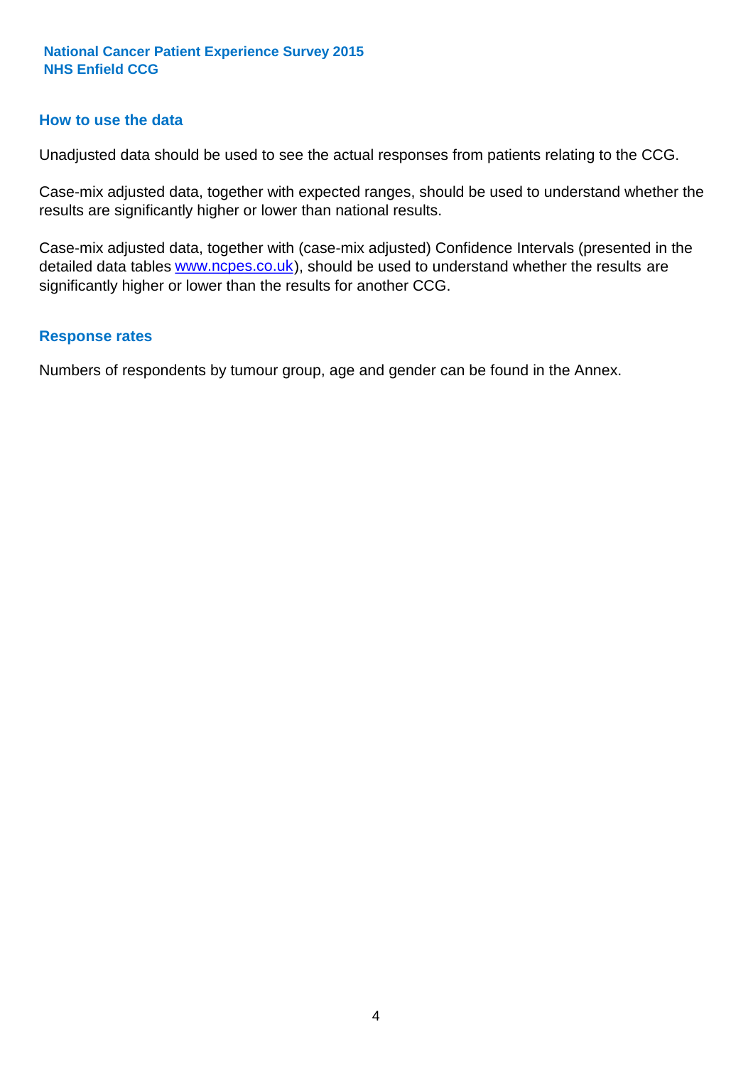## How to use the data

Unadjusted data should be used to see the actual responses from patients relating to the CCG.

Case-mix adjusted data, together with expected ranges, should be used to understand whether the results are significantly higher or lower than national results.

Case-mix adjusted data, together with (case-mix adjusted) Confidence Intervals (presented in the detailed data tables [www.ncpes.co.uk](www.ncpes.co.uk)), should be used to understand whether the results are significantly higher or lower than the results for another CCG.

## Response rates

Numbers of respondents by tumour group, age and gender can be found in the Annex.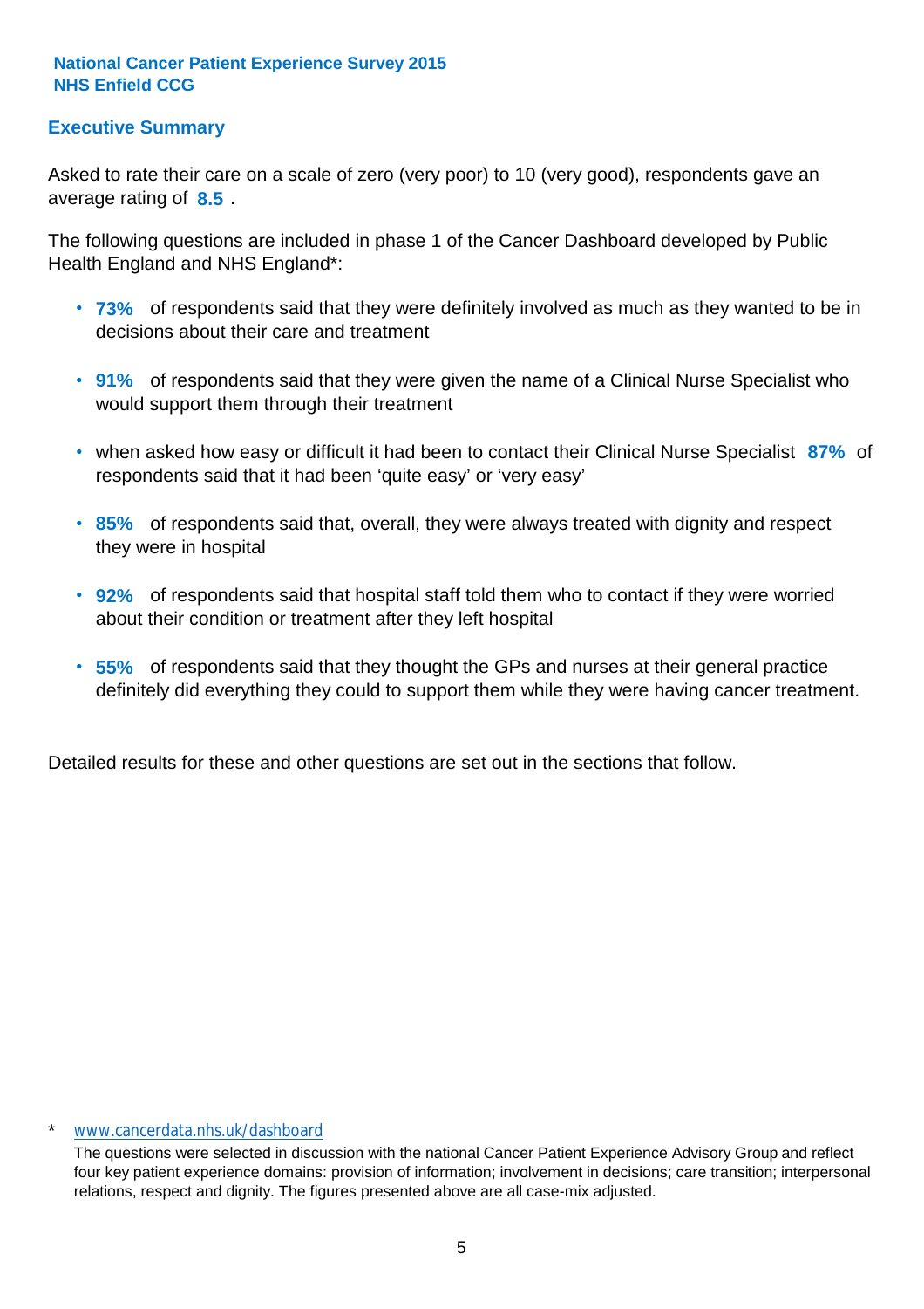**National Cancer Patient Experience Survey 2015**
**NHS Enfield CCG**

## Executive Summary

Asked to rate their care on a scale of zero (very poor) to 10 (very good), respondents gave an average rating of **8.5** .

The following questions are included in phase 1 of the Cancer Dashboard developed by Public Health England and NHS England*:

- **73%** of respondents said that they were definitely involved as much as they wanted to be in decisions about their care and treatment
- **91%** of respondents said that they were given the name of a Clinical Nurse Specialist who would support them through their treatment
- when asked how easy or difficult it had been to contact their Clinical Nurse Specialist **87%** of respondents said that it had been 'quite easy' or 'very easy'
- **85%** of respondents said that, overall, they were always treated with dignity and respect they were in hospital
- **92%** of respondents said that hospital staff told them who to contact if they were worried about their condition or treatment after they left hospital
- **55%** of respondents said that they thought the GPs and nurses at their general practice definitely did everything they could to support them while they were having cancer treatment.

Detailed results for these and other questions are set out in the sections that follow.

\* www.cancerdata.nhs.uk/dashboard

The questions were selected in discussion with the national Cancer Patient Experience Advisory Group and reflect four key patient experience domains: provision of information; involvement in decisions; care transition; interpersonal relations, respect and dignity. The figures presented above are all case-mix adjusted.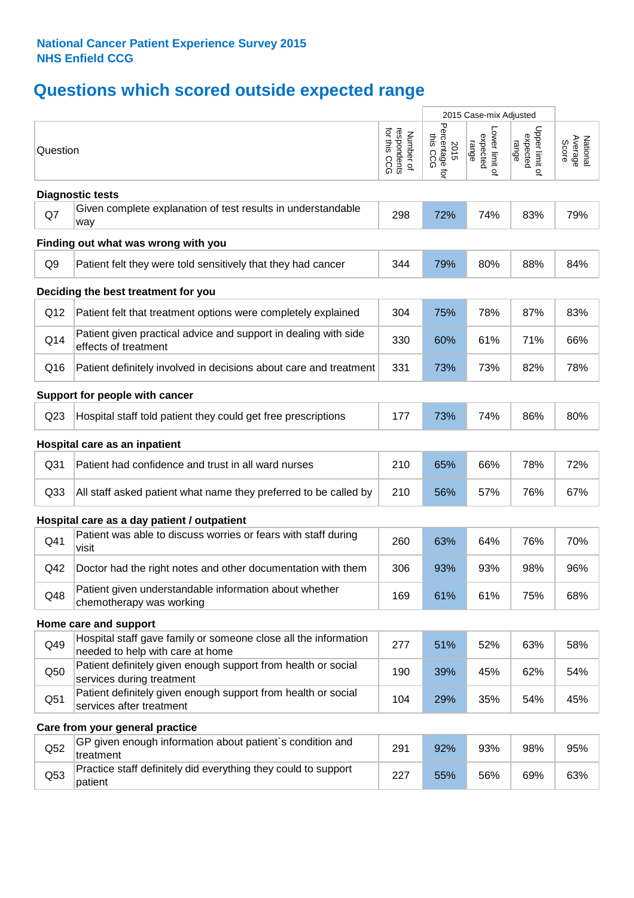**National Cancer Patient Experience Survey 2015**
**NHS Enfield CCG**

# Questions which scored outside expected range

| | Question | Number of respondents for this CCG | 2015 Case-mix Adjusted: 2015 Percentage for this CCG | 2015 Case-mix Adjusted: Lower limit of expected range | 2015 Case-mix Adjusted: Upper limit of expected range | National Average Score |
|---|---|---|---|---|---|---|
| **Diagnostic tests** | | | | | | |
| Q7 | Given complete explanation of test results in understandable way | 298 | 72% | 74% | 83% | 79% |
| **Finding out what was wrong with you** | | | | | | |
| Q9 | Patient felt they were told sensitively that they had cancer | 344 | 79% | 80% | 88% | 84% |
| **Deciding the best treatment for you** | | | | | | |
| Q12 | Patient felt that treatment options were completely explained | 304 | 75% | 78% | 87% | 83% |
| Q14 | Patient given practical advice and support in dealing with side effects of treatment | 330 | 60% | 61% | 71% | 66% |
| Q16 | Patient definitely involved in decisions about care and treatment | 331 | 73% | 73% | 82% | 78% |
| **Support for people with cancer** | | | | | | |
| Q23 | Hospital staff told patient they could get free prescriptions | 177 | 73% | 74% | 86% | 80% |
| **Hospital care as an inpatient** | | | | | | |
| Q31 | Patient had confidence and trust in all ward nurses | 210 | 65% | 66% | 78% | 72% |
| Q33 | All staff asked patient what name they preferred to be called by | 210 | 56% | 57% | 76% | 67% |
| **Hospital care as a day patient / outpatient** | | | | | | |
| Q41 | Patient was able to discuss worries or fears with staff during visit | 260 | 63% | 64% | 76% | 70% |
| Q42 | Doctor had the right notes and other documentation with them | 306 | 93% | 93% | 98% | 96% |
| Q48 | Patient given understandable information about whether chemotherapy was working | 169 | 61% | 61% | 75% | 68% |
| **Home care and support** | | | | | | |
| Q49 | Hospital staff gave family or someone close all the information needed to help with care at home | 277 | 51% | 52% | 63% | 58% |
| Q50 | Patient definitely given enough support from health or social services during treatment | 190 | 39% | 45% | 62% | 54% |
| Q51 | Patient definitely given enough support from health or social services after treatment | 104 | 29% | 35% | 54% | 45% |
| **Care from your general practice** | | | | | | |
| Q52 | GP given enough information about patient`s condition and treatment | 291 | 92% | 93% | 98% | 95% |
| Q53 | Practice staff definitely did everything they could to support patient | 227 | 55% | 56% | 69% | 63% |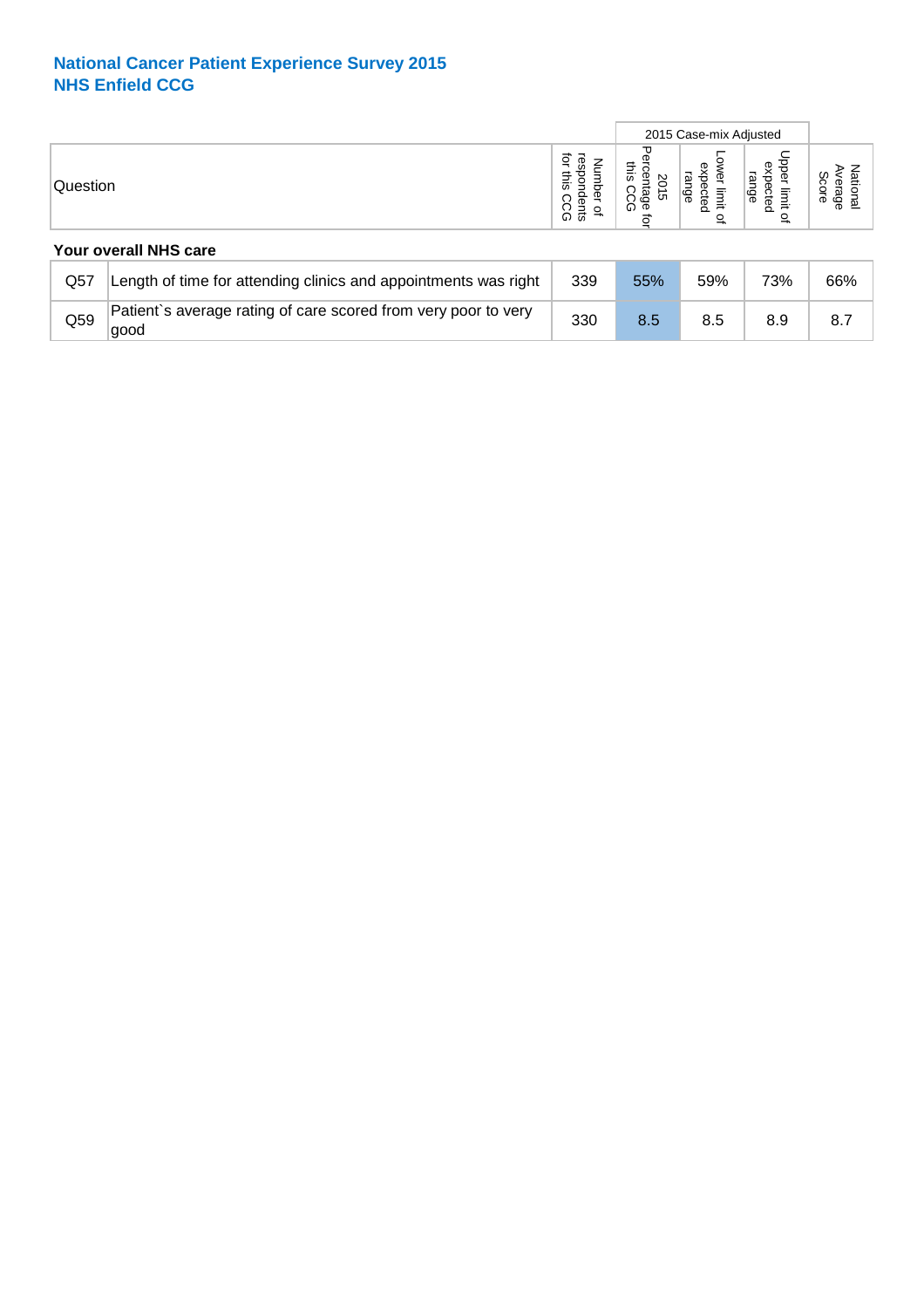# National Cancer Patient Experience Survey 2015
## NHS Enfield CCG

| Question | | Number of respondents for this CCG | 2015 Case-mix Adjusted | | | National Average Score |
|---|---|---|---|---|---|---|
| | | | 2015 Percentage for this CCG | Lower limit of expected range | Upper limit of expected range | |
| **Your overall NHS care** | | | | | | |
| Q57 | Length of time for attending clinics and appointments was right | 339 | 55% | 59% | 73% | 66% |
| Q59 | Patient`s average rating of care scored from very poor to very good | 330 | 8.5 | 8.5 | 8.9 | 8.7 |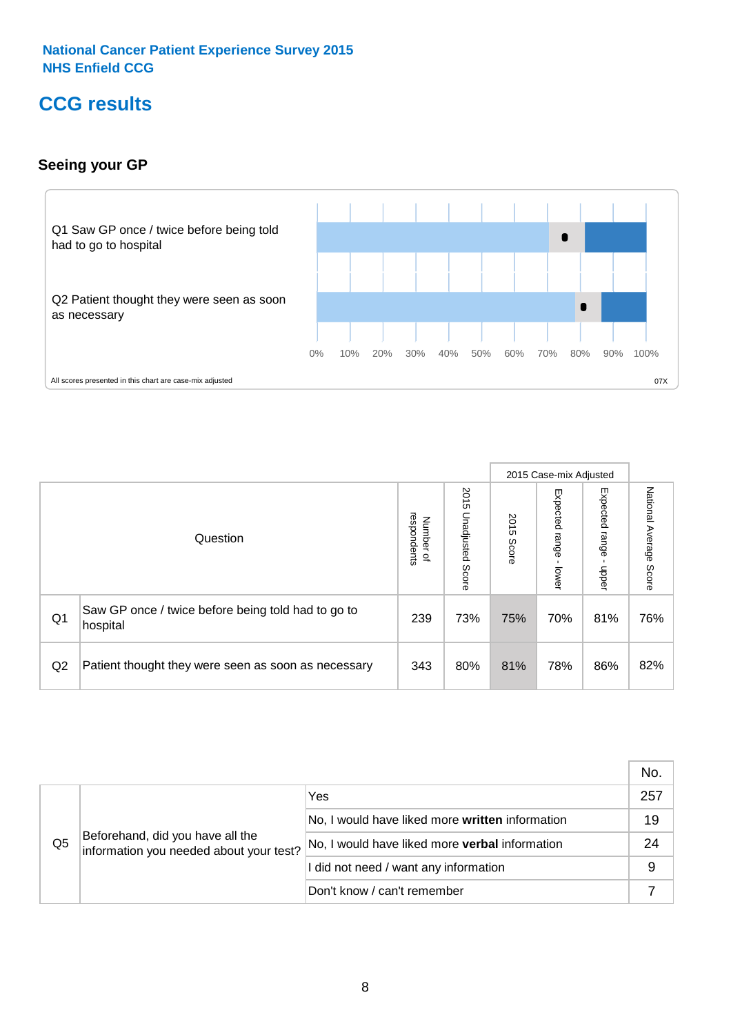National Cancer Patient Experience Survey 2015
NHS Enfield CCG

# CCG results

## Seeing your GP

Q1 Saw GP once / twice before being told had to go to hospital

Q2 Patient thought they were seen as soon as necessary

0% 10% 20% 30% 40% 50% 60% 70% 80% 90% 100%

All scores presented in this chart are case-mix adjusted

07X

| | Question | Number of respondents | 2015 Unadjusted Score | 2015 Case-mix Adjusted: 2015 Score | 2015 Case-mix Adjusted: Expected range - lower | 2015 Case-mix Adjusted: Expected range - upper | National Average Score |
|---|---|---|---|---|---|---|---|
| Q1 | Saw GP once / twice before being told had to go to hospital | 239 | 73% | 75% | 70% | 81% | 76% |
| Q2 | Patient thought they were seen as soon as necessary | 343 | 80% | 81% | 78% | 86% | 82% |

| | | | No. |
|---|---|---|---|
| Q5 | Beforehand, did you have all the information you needed about your test? | Yes | 257 |
| | | No, I would have liked more **written** information | 19 |
| | | No, I would have liked more **verbal** information | 24 |
| | | I did not need / want any information | 9 |
| | | Don't know / can't remember | 7 |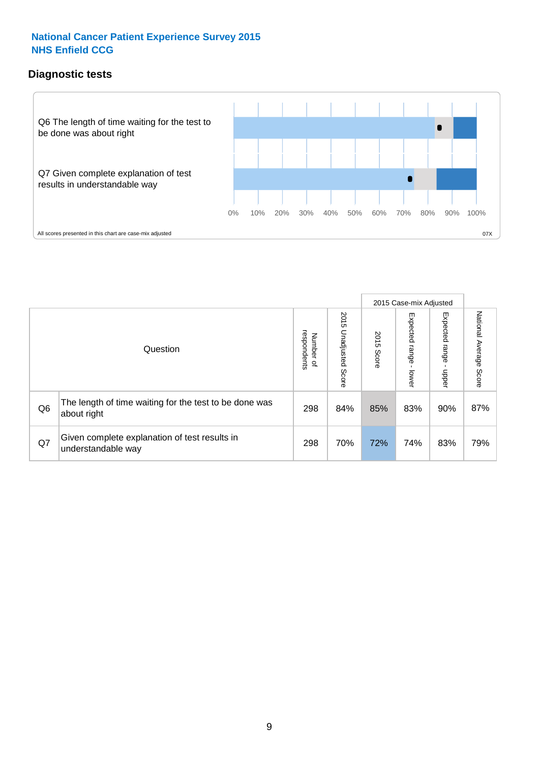**National Cancer Patient Experience Survey 2015**
**NHS Enfield CCG**

## Diagnostic tests

Q6 The length of time waiting for the test to be done was about right

Q7 Given complete explanation of test results in understandable way

0% 10% 20% 30% 40% 50% 60% 70% 80% 90% 100%

All scores presented in this chart are case-mix adjusted

07X

| Question | | Number of respondents | 2015 Unadjusted Score | 2015 Case-mix Adjusted: 2015 Score | 2015 Case-mix Adjusted: Expected range - lower | 2015 Case-mix Adjusted: Expected range - upper | National Average Score |
|---|---|---|---|---|---|---|---|
| Q6 | The length of time waiting for the test to be done was about right | 298 | 84% | 85% | 83% | 90% | 87% |
| Q7 | Given complete explanation of test results in understandable way | 298 | 70% | 72% | 74% | 83% | 79% |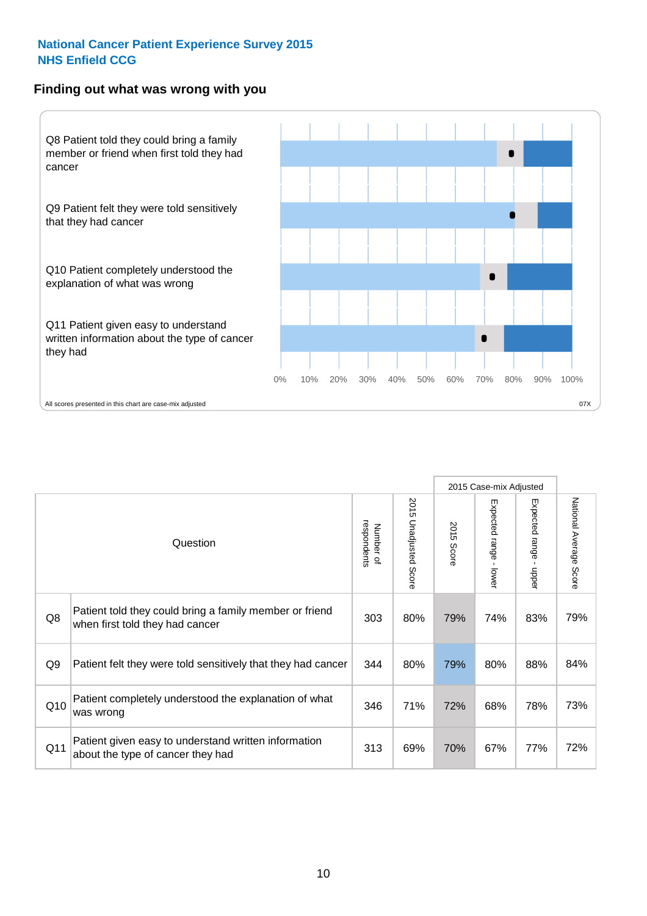**National Cancer Patient Experience Survey 2015**
**NHS Enfield CCG**

## Finding out what was wrong with you

Q8 Patient told they could bring a family member or friend when first told they had cancer

Q9 Patient felt they were told sensitively that they had cancer

Q10 Patient completely understood the explanation of what was wrong

Q11 Patient given easy to understand written information about the type of cancer they had

0% 10% 20% 30% 40% 50% 60% 70% 80% 90% 100%

All scores presented in this chart are case-mix adjusted

07X

| | Question | Number of respondents | 2015 Unadjusted Score | 2015 Case-mix Adjusted: 2015 Score | 2015 Case-mix Adjusted: Expected range - lower | 2015 Case-mix Adjusted: Expected range - upper | National Average Score |
|---|---|---|---|---|---|---|---|
| Q8 | Patient told they could bring a family member or friend when first told they had cancer | 303 | 80% | 79% | 74% | 83% | 79% |
| Q9 | Patient felt they were told sensitively that they had cancer | 344 | 80% | 79% | 80% | 88% | 84% |
| Q10 | Patient completely understood the explanation of what was wrong | 346 | 71% | 72% | 68% | 78% | 73% |
| Q11 | Patient given easy to understand written information about the type of cancer they had | 313 | 69% | 70% | 67% | 77% | 72% |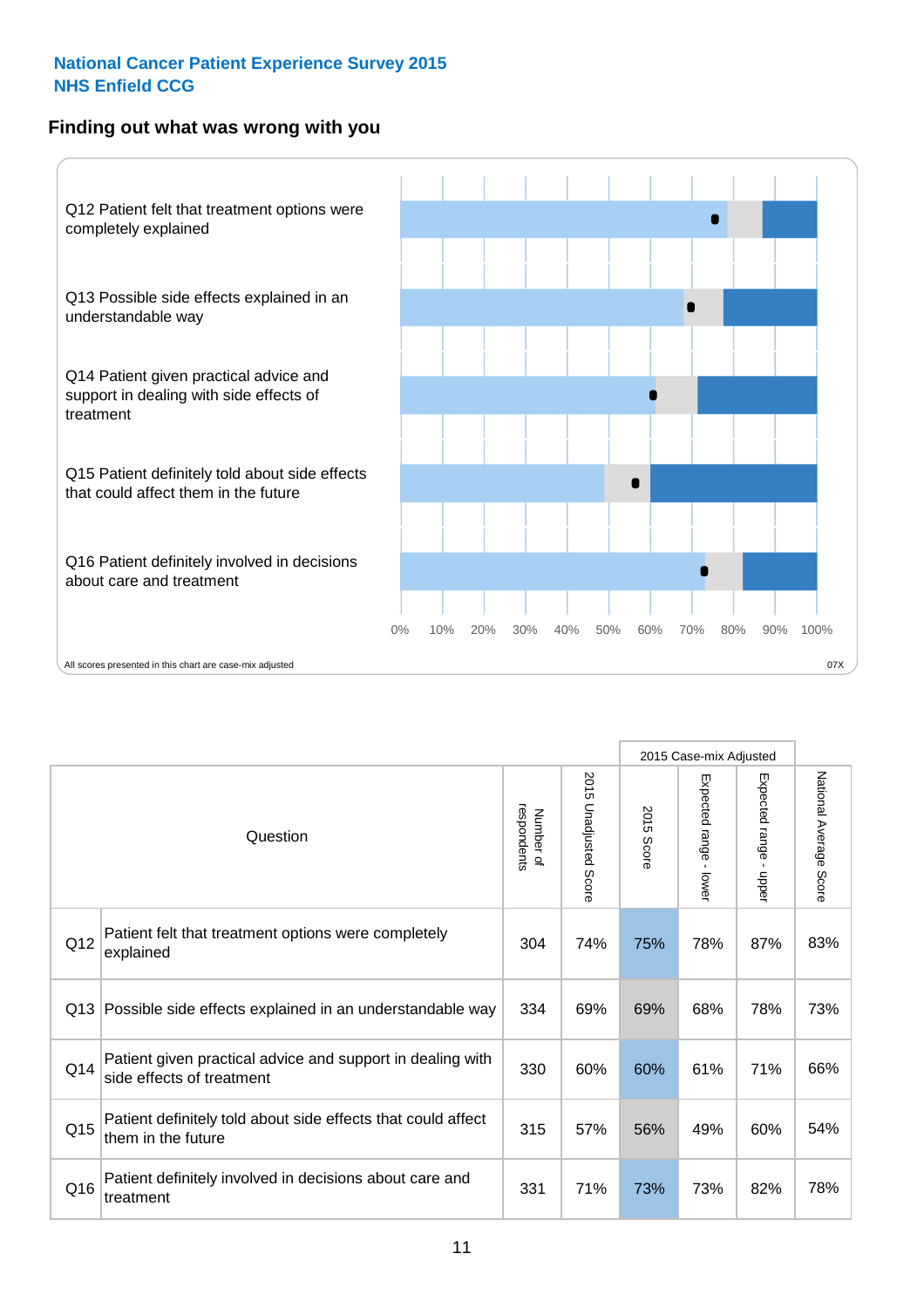National Cancer Patient Experience Survey 2015
NHS Enfield CCG

## Finding out what was wrong with you

Q12 Patient felt that treatment options were completely explained

Q13 Possible side effects explained in an understandable way

Q14 Patient given practical advice and support in dealing with side effects of treatment

Q15 Patient definitely told about side effects that could affect them in the future

Q16 Patient definitely involved in decisions about care and treatment

0% 10% 20% 30% 40% 50% 60% 70% 80% 90% 100%

All scores presented in this chart are case-mix adjusted

07X

| | Question | Number of respondents | 2015 Unadjusted Score | 2015 Case-mix Adjusted: 2015 Score | 2015 Case-mix Adjusted: Expected range - lower | 2015 Case-mix Adjusted: Expected range - upper | National Average Score |
|---|---|---|---|---|---|---|---|
| Q12 | Patient felt that treatment options were completely explained | 304 | 74% | 75% | 78% | 87% | 83% |
| Q13 | Possible side effects explained in an understandable way | 334 | 69% | 69% | 68% | 78% | 73% |
| Q14 | Patient given practical advice and support in dealing with side effects of treatment | 330 | 60% | 60% | 61% | 71% | 66% |
| Q15 | Patient definitely told about side effects that could affect them in the future | 315 | 57% | 56% | 49% | 60% | 54% |
| Q16 | Patient definitely involved in decisions about care and treatment | 331 | 71% | 73% | 73% | 82% | 78% |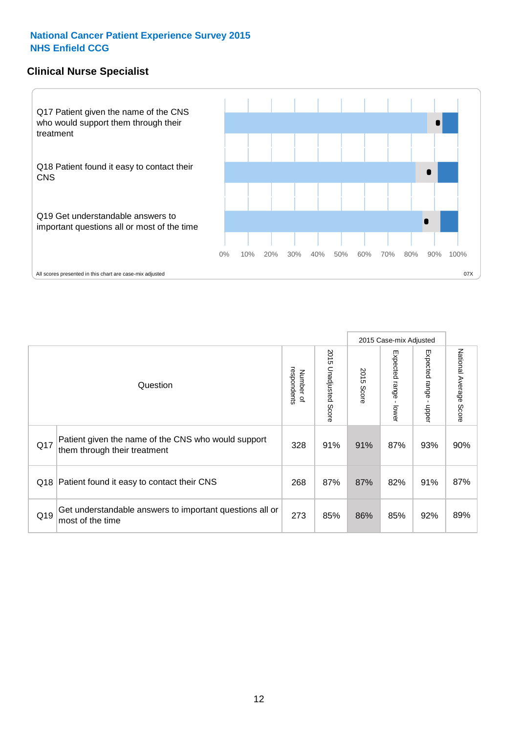**National Cancer Patient Experience Survey 2015**
**NHS Enfield CCG**

## Clinical Nurse Specialist

Q17 Patient given the name of the CNS who would support them through their treatment

Q18 Patient found it easy to contact their CNS

Q19 Get understandable answers to important questions all or most of the time

0% 10% 20% 30% 40% 50% 60% 70% 80% 90% 100%

All scores presented in this chart are case-mix adjusted

07X

| | Question | Number of respondents | 2015 Unadjusted Score | 2015 Case-mix Adjusted | | | National Average Score |
|---|---|---|---|---|---|---|---|
| | | | | 2015 Score | Expected range - lower | Expected range - upper | |
| Q17 | Patient given the name of the CNS who would support them through their treatment | 328 | 91% | 91% | 87% | 93% | 90% |
| Q18 | Patient found it easy to contact their CNS | 268 | 87% | 87% | 82% | 91% | 87% |
| Q19 | Get understandable answers to important questions all or most of the time | 273 | 85% | 86% | 85% | 92% | 89% |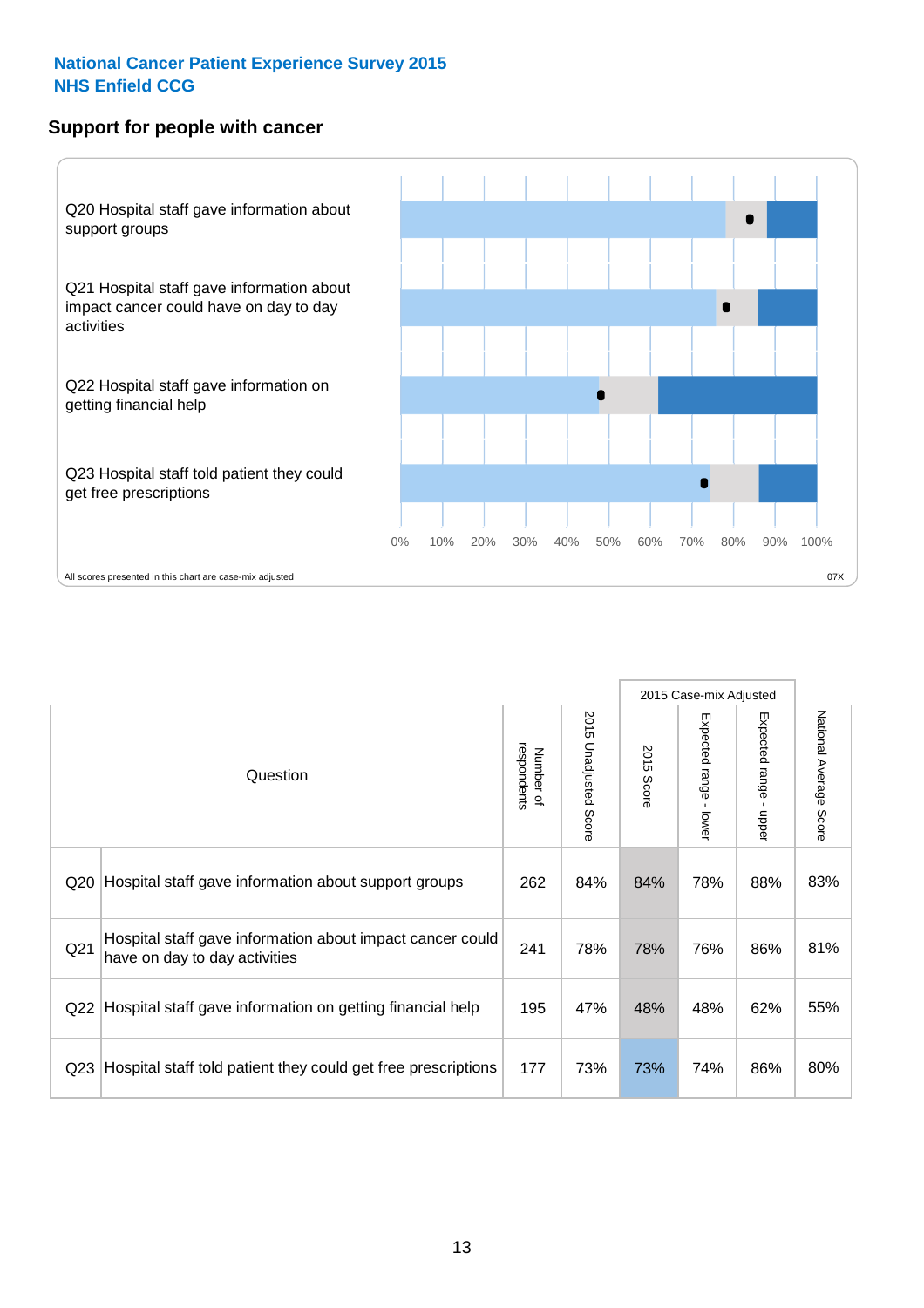**National Cancer Patient Experience Survey 2015**
**NHS Enfield CCG**

## Support for people with cancer

Q20 Hospital staff gave information about support groups

Q21 Hospital staff gave information about impact cancer could have on day to day activities

Q22 Hospital staff gave information on getting financial help

Q23 Hospital staff told patient they could get free prescriptions

0% 10% 20% 30% 40% 50% 60% 70% 80% 90% 100%

All scores presented in this chart are case-mix adjusted

07X

| | Question | Number of respondents | 2015 Unadjusted Score | 2015 Case-mix Adjusted | | | National Average Score |
|---|---|---|---|---|---|---|---|
| | | | | 2015 Score | Expected range - lower | Expected range - upper | |
| Q20 | Hospital staff gave information about support groups | 262 | 84% | 84% | 78% | 88% | 83% |
| Q21 | Hospital staff gave information about impact cancer could have on day to day activities | 241 | 78% | 78% | 76% | 86% | 81% |
| Q22 | Hospital staff gave information on getting financial help | 195 | 47% | 48% | 48% | 62% | 55% |
| Q23 | Hospital staff told patient they could get free prescriptions | 177 | 73% | 73% | 74% | 86% | 80% |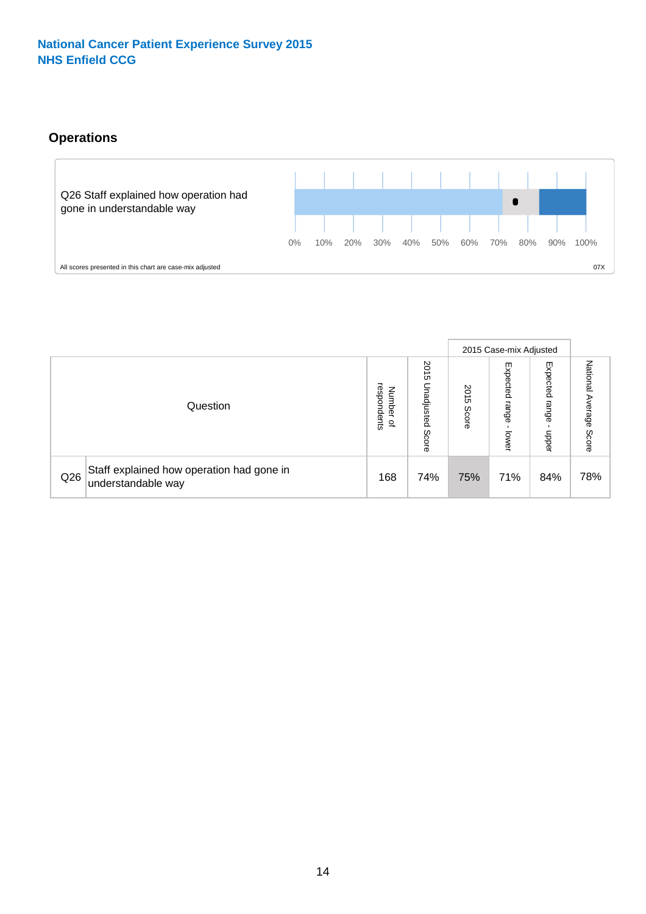National Cancer Patient Experience Survey 2015
NHS Enfield CCG

## Operations

Q26 Staff explained how operation had gone in understandable way

0% 10% 20% 30% 40% 50% 60% 70% 80% 90% 100%

All scores presented in this chart are case-mix adjusted

07X

| Question | | Number of respondents | 2015 Unadjusted Score | 2015 Case-mix Adjusted | | | National Average Score |
|---|---|---|---|---|---|---|---|
| | | | | 2015 Score | Expected range - lower | Expected range - upper | |
| Q26 | Staff explained how operation had gone in understandable way | 168 | 74% | 75% | 71% | 84% | 78% |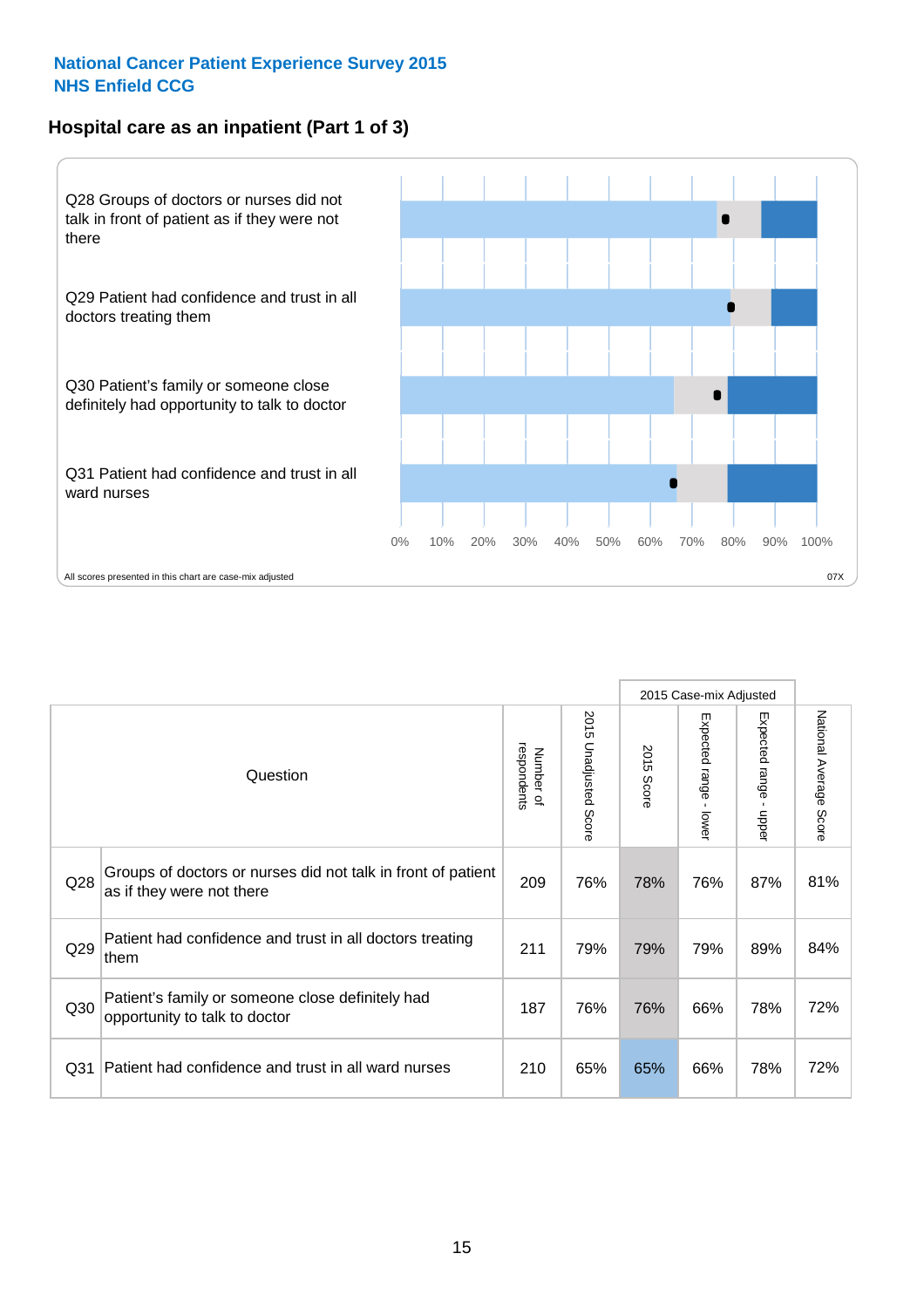National Cancer Patient Experience Survey 2015
NHS Enfield CCG

## Hospital care as an inpatient (Part 1 of 3)

Q28 Groups of doctors or nurses did not talk in front of patient as if they were not there

Q29 Patient had confidence and trust in all doctors treating them

Q30 Patient's family or someone close definitely had opportunity to talk to doctor

Q31 Patient had confidence and trust in all ward nurses

0% 10% 20% 30% 40% 50% 60% 70% 80% 90% 100%

All scores presented in this chart are case-mix adjusted

07X

| | Question | Number of respondents | 2015 Unadjusted Score | 2015 Case-mix Adjusted: 2015 Score | 2015 Case-mix Adjusted: Expected range - lower | 2015 Case-mix Adjusted: Expected range - upper | National Average Score |
|---|---|---|---|---|---|---|---|
| Q28 | Groups of doctors or nurses did not talk in front of patient as if they were not there | 209 | 76% | 78% | 76% | 87% | 81% |
| Q29 | Patient had confidence and trust in all doctors treating them | 211 | 79% | 79% | 79% | 89% | 84% |
| Q30 | Patient's family or someone close definitely had opportunity to talk to doctor | 187 | 76% | 76% | 66% | 78% | 72% |
| Q31 | Patient had confidence and trust in all ward nurses | 210 | 65% | 65% | 66% | 78% | 72% |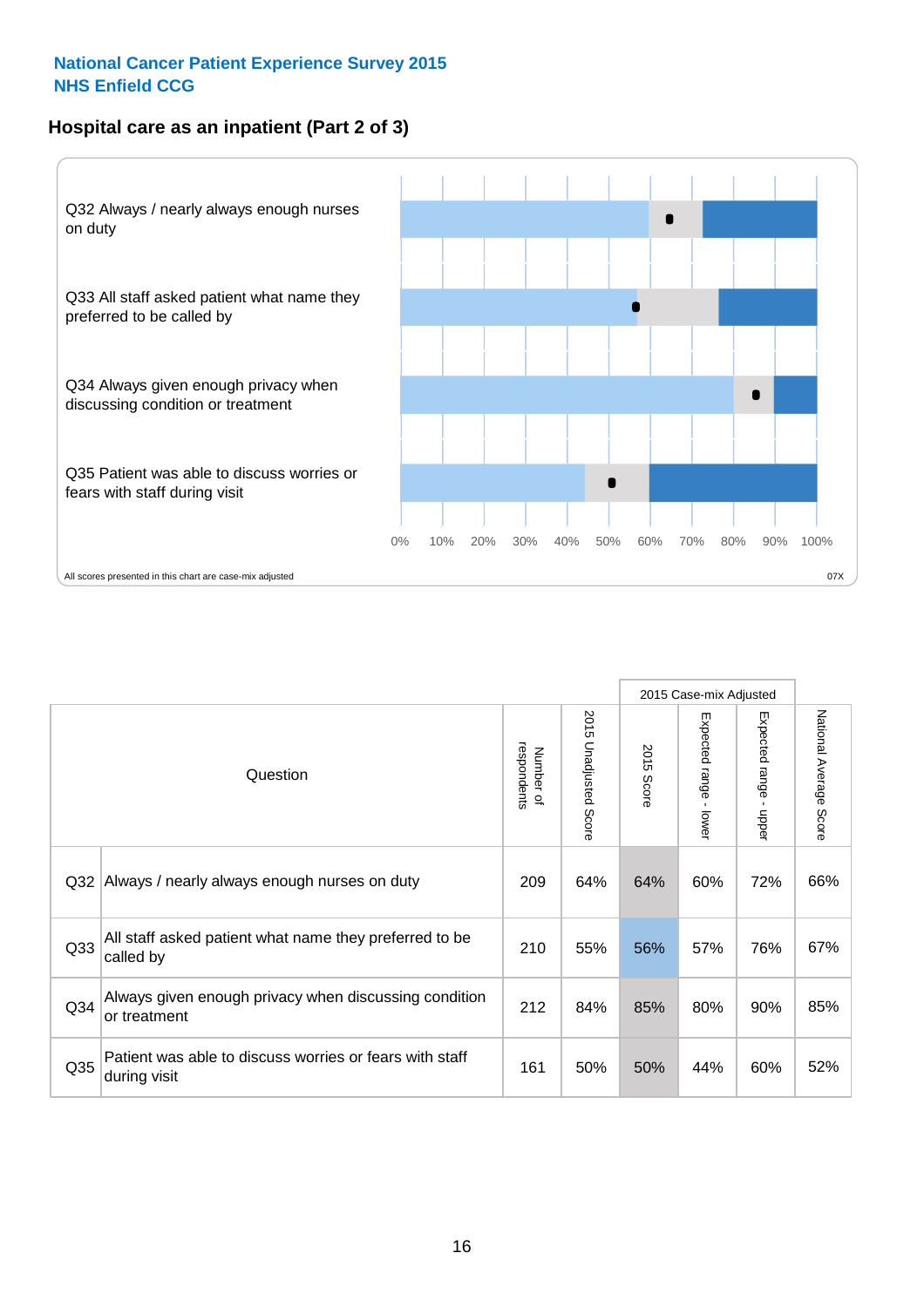National Cancer Patient Experience Survey 2015
NHS Enfield CCG

## Hospital care as an inpatient (Part 2 of 3)

Q32 Always / nearly always enough nurses on duty

Q33 All staff asked patient what name they preferred to be called by

Q34 Always given enough privacy when discussing condition or treatment

Q35 Patient was able to discuss worries or fears with staff during visit

0% 10% 20% 30% 40% 50% 60% 70% 80% 90% 100%

All scores presented in this chart are case-mix adjusted

07X

| Question | | Number of respondents | 2015 Unadjusted Score | 2015 Case-mix Adjusted: 2015 Score | 2015 Case-mix Adjusted: Expected range - lower | 2015 Case-mix Adjusted: Expected range - upper | National Average Score |
|---|---|---|---|---|---|---|---|
| Q32 | Always / nearly always enough nurses on duty | 209 | 64% | 64% | 60% | 72% | 66% |
| Q33 | All staff asked patient what name they preferred to be called by | 210 | 55% | 56% | 57% | 76% | 67% |
| Q34 | Always given enough privacy when discussing condition or treatment | 212 | 84% | 85% | 80% | 90% | 85% |
| Q35 | Patient was able to discuss worries or fears with staff during visit | 161 | 50% | 50% | 44% | 60% | 52% |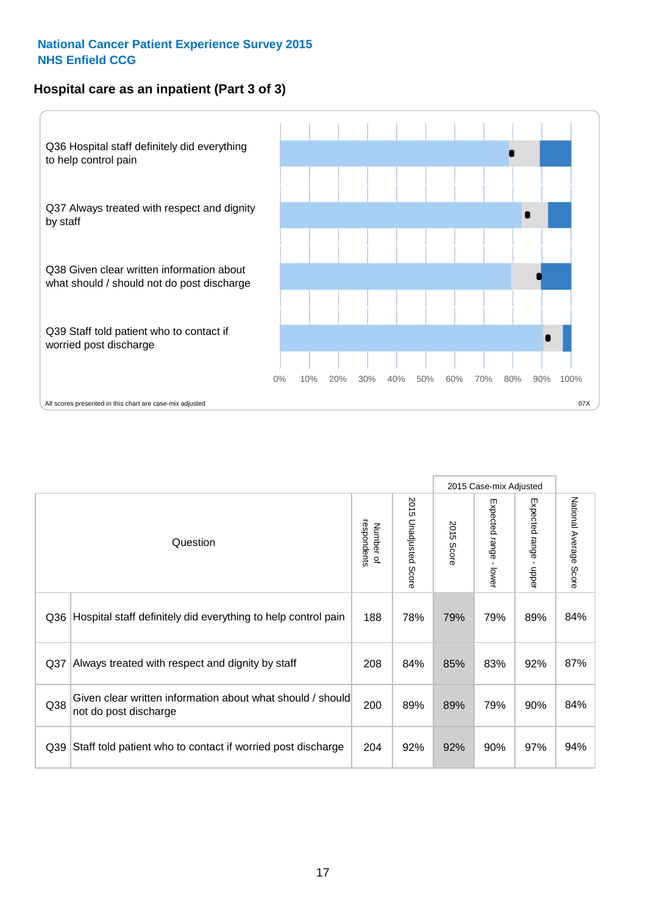**National Cancer Patient Experience Survey 2015**
**NHS Enfield CCG**

## Hospital care as an inpatient (Part 3 of 3)

Q36 Hospital staff definitely did everything to help control pain

Q37 Always treated with respect and dignity by staff

Q38 Given clear written information about what should / should not do post discharge

Q39 Staff told patient who to contact if worried post discharge

0% 10% 20% 30% 40% 50% 60% 70% 80% 90% 100%

All scores presented in this chart are case-mix adjusted

07X

| Question | | Number of respondents | 2015 Unadjusted Score | 2015 Case-mix Adjusted: 2015 Score | 2015 Case-mix Adjusted: Expected range - lower | 2015 Case-mix Adjusted: Expected range - upper | National Average Score |
|---|---|---|---|---|---|---|---|
| Q36 | Hospital staff definitely did everything to help control pain | 188 | 78% | 79% | 79% | 89% | 84% |
| Q37 | Always treated with respect and dignity by staff | 208 | 84% | 85% | 83% | 92% | 87% |
| Q38 | Given clear written information about what should / should not do post discharge | 200 | 89% | 89% | 79% | 90% | 84% |
| Q39 | Staff told patient who to contact if worried post discharge | 204 | 92% | 92% | 90% | 97% | 94% |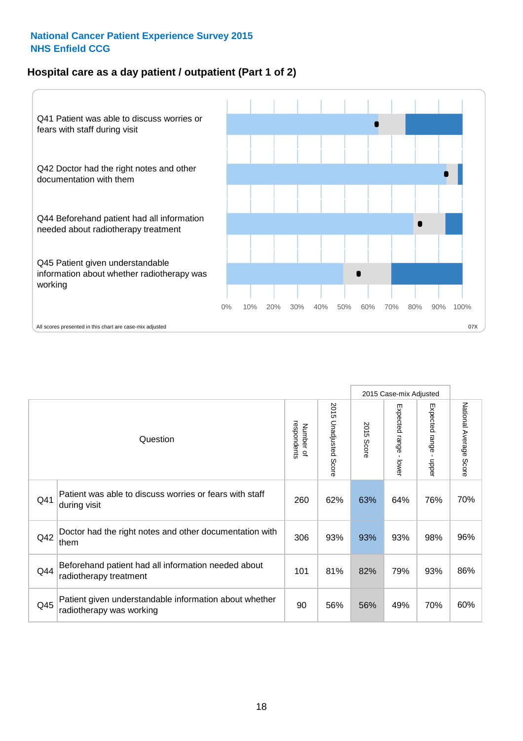**National Cancer Patient Experience Survey 2015**
**NHS Enfield CCG**

## Hospital care as a day patient / outpatient (Part 1 of 2)

Q41 Patient was able to discuss worries or fears with staff during visit

Q42 Doctor had the right notes and other documentation with them

Q44 Beforehand patient had all information needed about radiotherapy treatment

Q45 Patient given understandable information about whether radiotherapy was working

0% 10% 20% 30% 40% 50% 60% 70% 80% 90% 100%

All scores presented in this chart are case-mix adjusted

07X

| | Question | Number of respondents | 2015 Unadjusted Score | 2015 Case-mix Adjusted: 2015 Score | 2015 Case-mix Adjusted: Expected range - lower | 2015 Case-mix Adjusted: Expected range - upper | National Average Score |
|---|---|---|---|---|---|---|---|
| Q41 | Patient was able to discuss worries or fears with staff during visit | 260 | 62% | 63% | 64% | 76% | 70% |
| Q42 | Doctor had the right notes and other documentation with them | 306 | 93% | 93% | 93% | 98% | 96% |
| Q44 | Beforehand patient had all information needed about radiotherapy treatment | 101 | 81% | 82% | 79% | 93% | 86% |
| Q45 | Patient given understandable information about whether radiotherapy was working | 90 | 56% | 56% | 49% | 70% | 60% |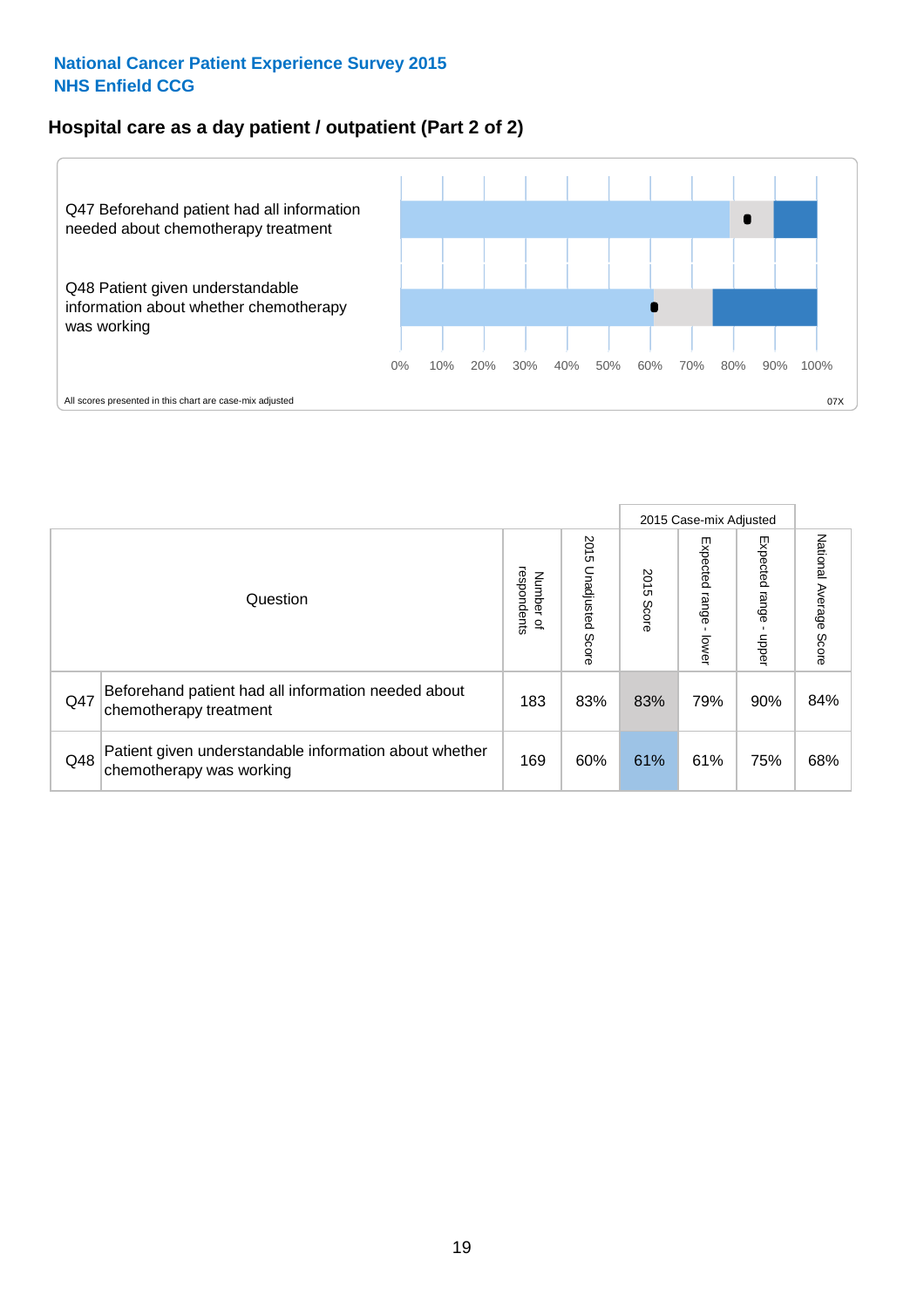National Cancer Patient Experience Survey 2015
NHS Enfield CCG

## Hospital care as a day patient / outpatient (Part 2 of 2)

Q47 Beforehand patient had all information needed about chemotherapy treatment

Q48 Patient given understandable information about whether chemotherapy was working

0% 10% 20% 30% 40% 50% 60% 70% 80% 90% 100%

All scores presented in this chart are case-mix adjusted

07X

| Question | | Number of respondents | 2015 Unadjusted Score | 2015 Case-mix Adjusted: 2015 Score | 2015 Case-mix Adjusted: Expected range - lower | 2015 Case-mix Adjusted: Expected range - upper | National Average Score |
|---|---|---|---|---|---|---|---|
| Q47 | Beforehand patient had all information needed about chemotherapy treatment | 183 | 83% | 83% | 79% | 90% | 84% |
| Q48 | Patient given understandable information about whether chemotherapy was working | 169 | 60% | 61% | 61% | 75% | 68% |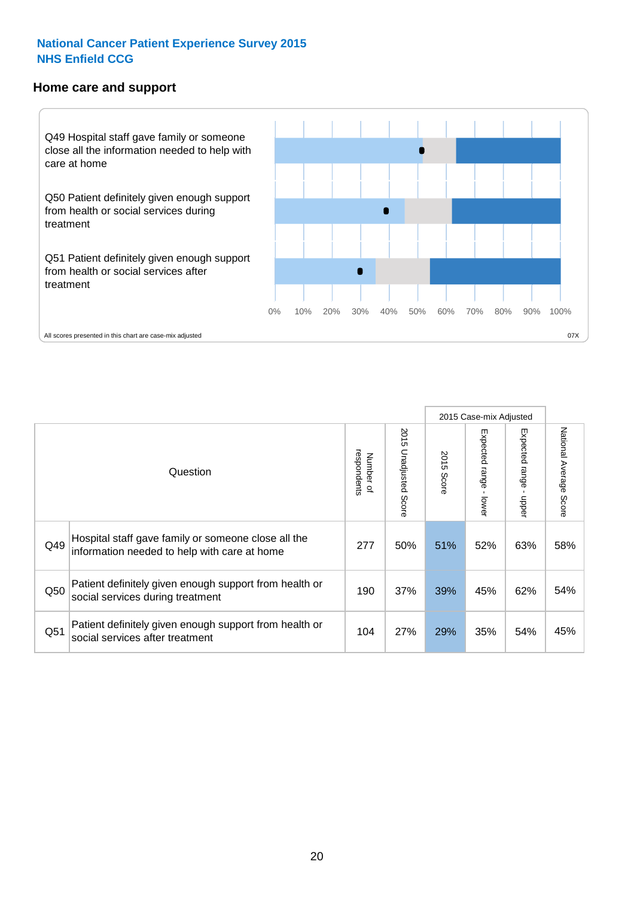**National Cancer Patient Experience Survey 2015**
**NHS Enfield CCG**

## Home care and support

Q49 Hospital staff gave family or someone close all the information needed to help with care at home

Q50 Patient definitely given enough support from health or social services during treatment

Q51 Patient definitely given enough support from health or social services after treatment

0% 10% 20% 30% 40% 50% 60% 70% 80% 90% 100%

All scores presented in this chart are case-mix adjusted

07X

| Question | | Number of respondents | 2015 Unadjusted Score | 2015 Case-mix Adjusted: 2015 Score | 2015 Case-mix Adjusted: Expected range - lower | 2015 Case-mix Adjusted: Expected range - upper | National Average Score |
|---|---|---|---|---|---|---|---|
| Q49 | Hospital staff gave family or someone close all the information needed to help with care at home | 277 | 50% | 51% | 52% | 63% | 58% |
| Q50 | Patient definitely given enough support from health or social services during treatment | 190 | 37% | 39% | 45% | 62% | 54% |
| Q51 | Patient definitely given enough support from health or social services after treatment | 104 | 27% | 29% | 35% | 54% | 45% |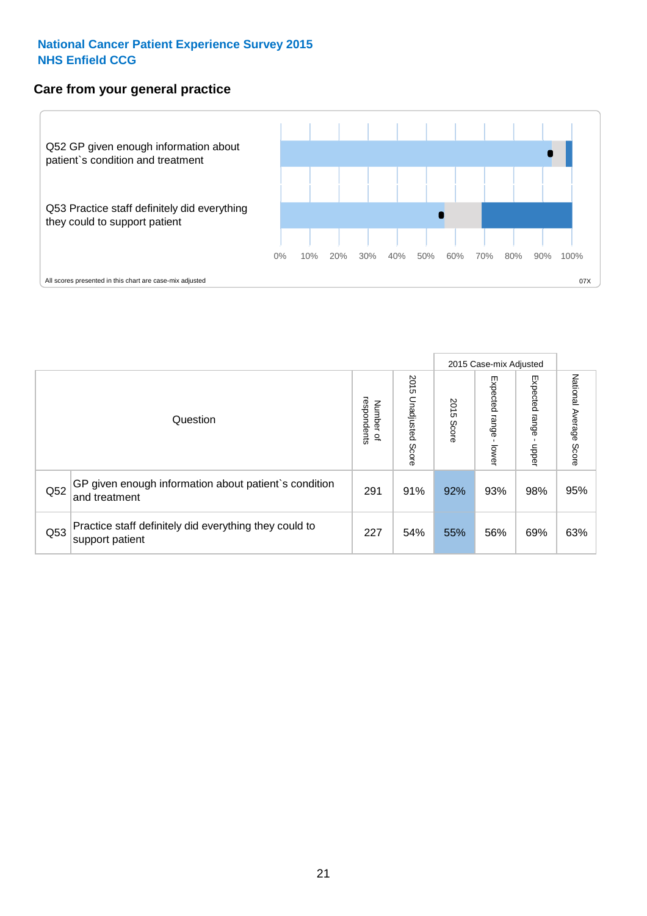National Cancer Patient Experience Survey 2015
NHS Enfield CCG

## Care from your general practice

Q52 GP given enough information about patient`s condition and treatment

Q53 Practice staff definitely did everything they could to support patient

0% 10% 20% 30% 40% 50% 60% 70% 80% 90% 100%

All scores presented in this chart are case-mix adjusted

07X

| | Question | Number of respondents | 2015 Unadjusted Score | 2015 Case-mix Adjusted | | | National Average Score |
|---|---|---|---|---|---|---|---|
| | | | | 2015 Score | Expected range - lower | Expected range - upper | |
| Q52 | GP given enough information about patient`s condition and treatment | 291 | 91% | 92% | 93% | 98% | 95% |
| Q53 | Practice staff definitely did everything they could to support patient | 227 | 54% | 55% | 56% | 69% | 63% |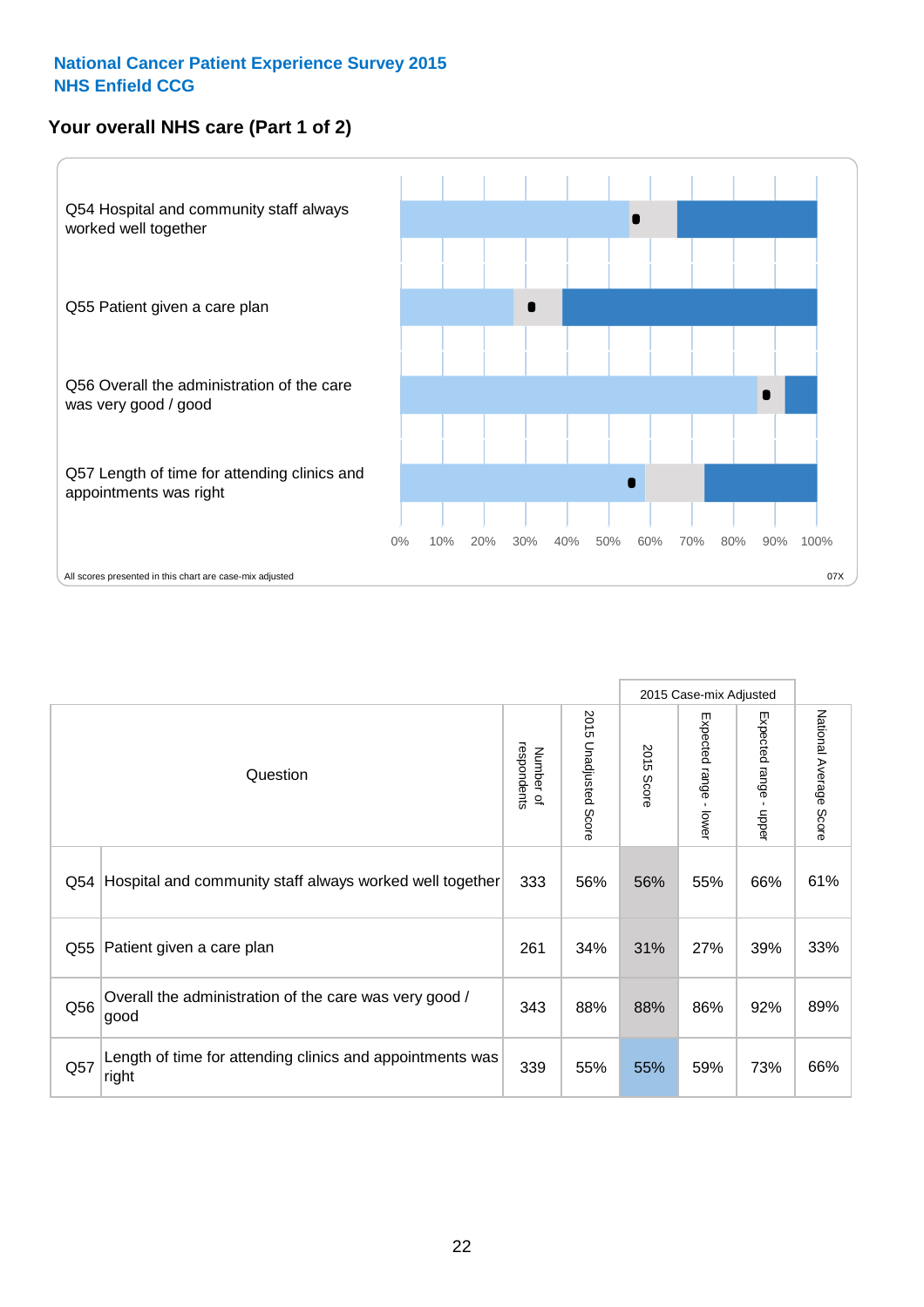**National Cancer Patient Experience Survey 2015**
**NHS Enfield CCG**

## Your overall NHS care (Part 1 of 2)

Q54 Hospital and community staff always worked well together

Q55 Patient given a care plan

Q56 Overall the administration of the care was very good / good

Q57 Length of time for attending clinics and appointments was right

0% 10% 20% 30% 40% 50% 60% 70% 80% 90% 100%

All scores presented in this chart are case-mix adjusted

07X

| | Question | Number of respondents | 2015 Unadjusted Score | 2015 Case-mix Adjusted: 2015 Score | 2015 Case-mix Adjusted: Expected range - lower | 2015 Case-mix Adjusted: Expected range - upper | National Average Score |
|---|---|---|---|---|---|---|---|
| Q54 | Hospital and community staff always worked well together | 333 | 56% | 56% | 55% | 66% | 61% |
| Q55 | Patient given a care plan | 261 | 34% | 31% | 27% | 39% | 33% |
| Q56 | Overall the administration of the care was very good / good | 343 | 88% | 88% | 86% | 92% | 89% |
| Q57 | Length of time for attending clinics and appointments was right | 339 | 55% | 55% | 59% | 73% | 66% |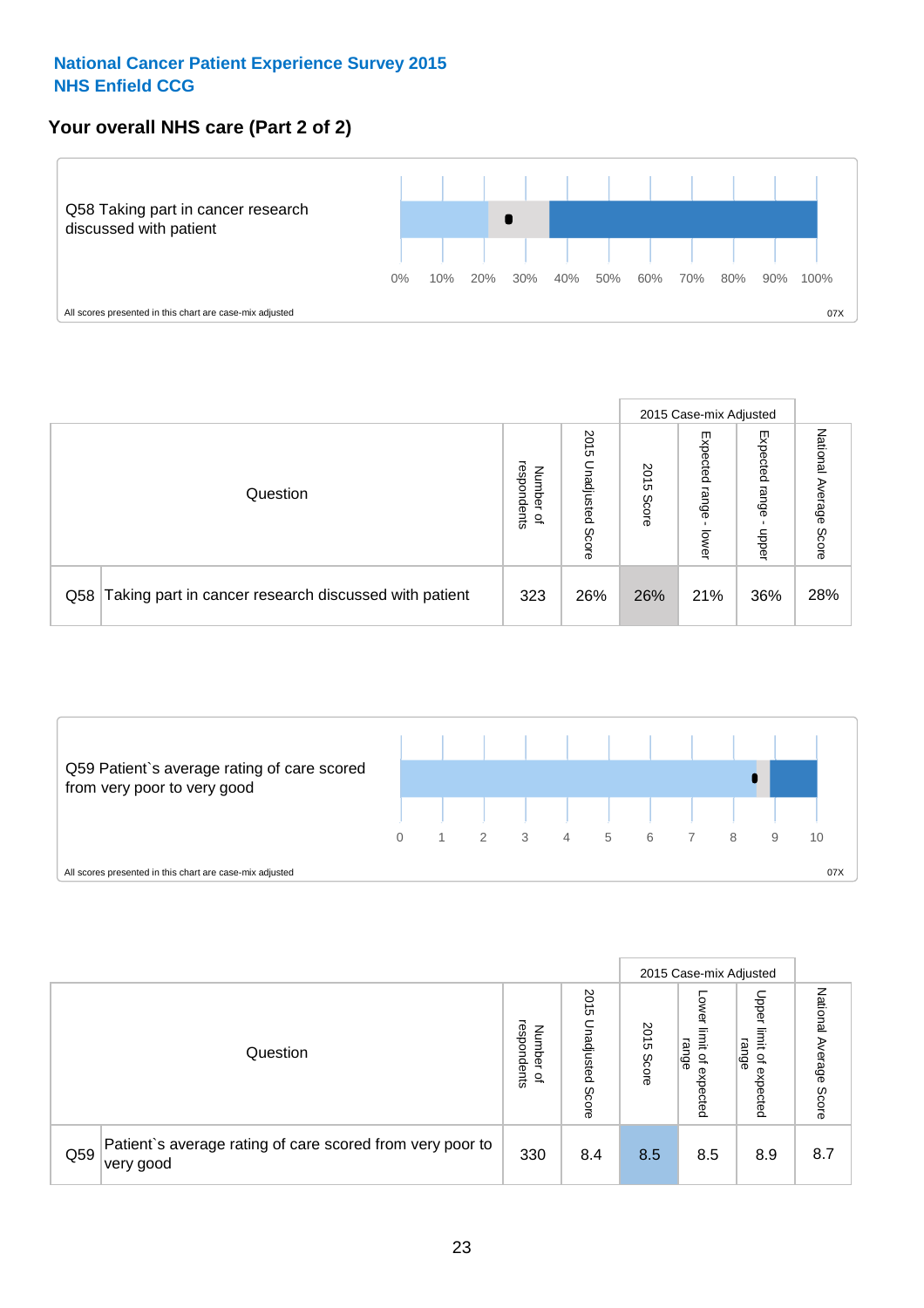## National Cancer Patient Experience Survey 2015
## NHS Enfield CCG

### Your overall NHS care (Part 2 of 2)

Q58 Taking part in cancer research discussed with patient

0% 10% 20% 30% 40% 50% 60% 70% 80% 90% 100%

All scores presented in this chart are case-mix adjusted

07X

| Question | | Number of respondents | 2015 Unadjusted Score | 2015 Case-mix Adjusted | | | National Average Score |
|---|---|---|---|---|---|---|---|
| | | | | 2015 Score | Expected range - lower | Expected range - upper | |
| Q58 | Taking part in cancer research discussed with patient | 323 | 26% | 26% | 21% | 36% | 28% |

Q59 Patient`s average rating of care scored from very poor to very good

0 1 2 3 4 5 6 7 8 9 10

All scores presented in this chart are case-mix adjusted

07X

| Question | | Number of respondents | 2015 Unadjusted Score | 2015 Case-mix Adjusted | | | National Average Score |
|---|---|---|---|---|---|---|---|
| | | | | 2015 Score | Lower limit of expected range | Upper limit of expected range | |
| Q59 | Patient`s average rating of care scored from very poor to very good | 330 | 8.4 | 8.5 | 8.5 | 8.9 | 8.7 |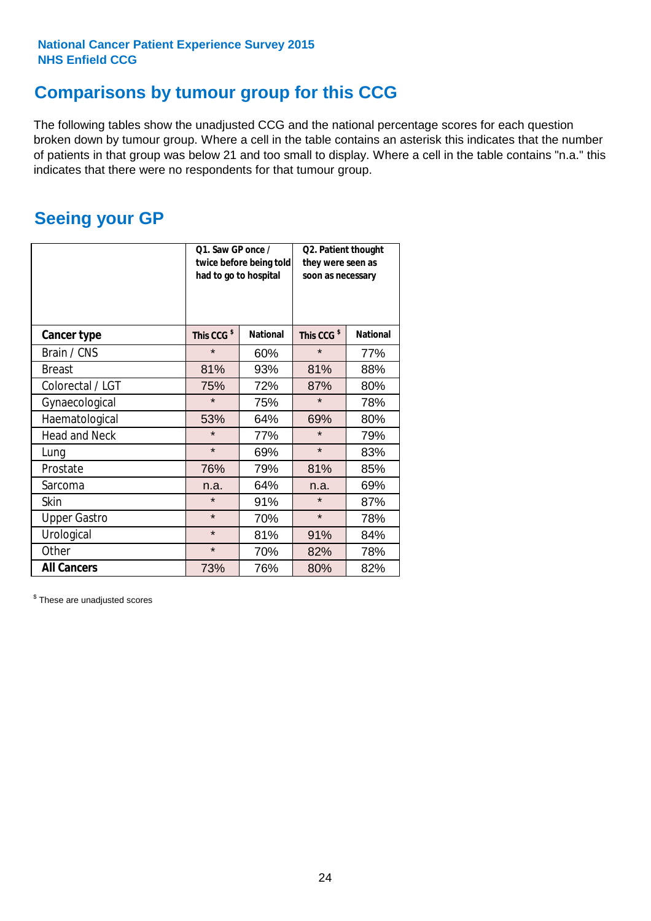National Cancer Patient Experience Survey 2015
NHS Enfield CCG

## Comparisons by tumour group for this CCG

The following tables show the unadjusted CCG and the national percentage scores for each question broken down by tumour group. Where a cell in the table contains an asterisk this indicates that the number of patients in that group was below 21 and too small to display. Where a cell in the table contains "n.a." this indicates that there were no respondents for that tumour group.

## Seeing your GP

| | Q1. Saw GP once / twice before being told had to go to hospital | | Q2. Patient thought they were seen as soon as necessary | |
|---|---|---|---|---|
| **Cancer type** | **This CCG $** | **National** | **This CCG $** | **National** |
| Brain / CNS | * | 60% | * | 77% |
| Breast | 81% | 93% | 81% | 88% |
| Colorectal / LGT | 75% | 72% | 87% | 80% |
| Gynaecological | * | 75% | * | 78% |
| Haematological | 53% | 64% | 69% | 80% |
| Head and Neck | * | 77% | * | 79% |
| Lung | * | 69% | * | 83% |
| Prostate | 76% | 79% | 81% | 85% |
| Sarcoma | n.a. | 64% | n.a. | 69% |
| Skin | * | 91% | * | 87% |
| Upper Gastro | * | 70% | * | 78% |
| Urological | * | 81% | 91% | 84% |
| Other | * | 70% | 82% | 78% |
| **All Cancers** | 73% | 76% | 80% | 82% |

$ These are unadjusted scores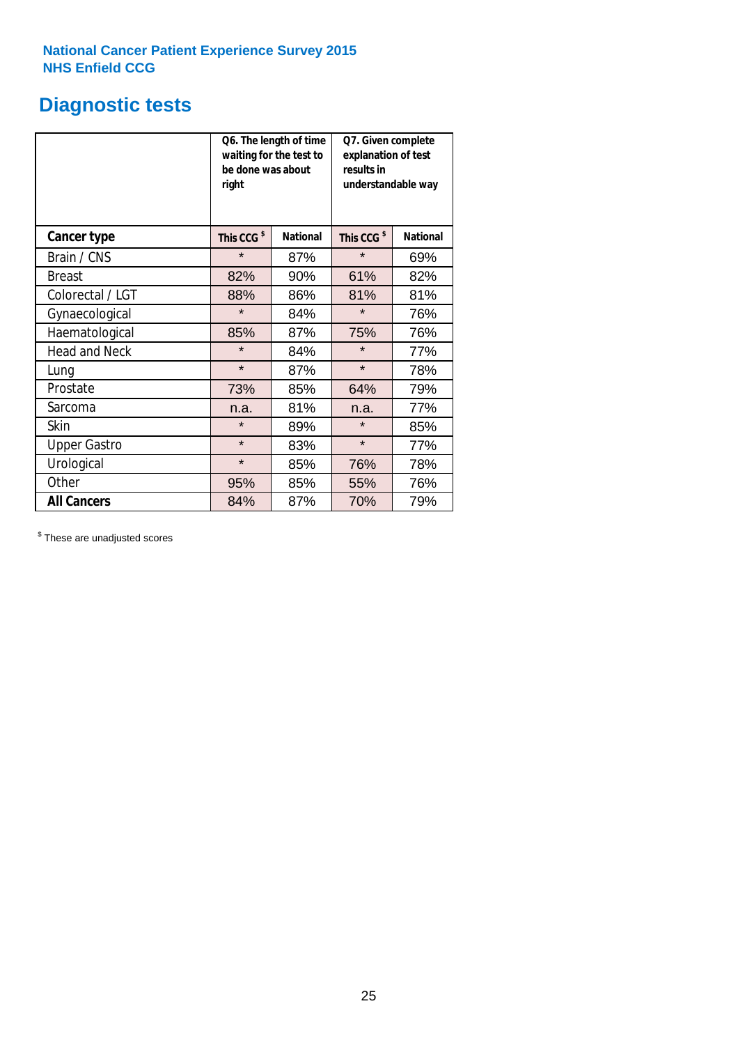National Cancer Patient Experience Survey 2015
NHS Enfield CCG

# Diagnostic tests

| | Q6. The length of time waiting for the test to be done was about right | | Q7. Given complete explanation of test results in understandable way | |
|---|---|---|---|---|
| **Cancer type** | **This CCG $** | **National** | **This CCG $** | **National** |
| Brain / CNS | * | 87% | * | 69% |
| Breast | 82% | 90% | 61% | 82% |
| Colorectal / LGT | 88% | 86% | 81% | 81% |
| Gynaecological | * | 84% | * | 76% |
| Haematological | 85% | 87% | 75% | 76% |
| Head and Neck | * | 84% | * | 77% |
| Lung | * | 87% | * | 78% |
| Prostate | 73% | 85% | 64% | 79% |
| Sarcoma | n.a. | 81% | n.a. | 77% |
| Skin | * | 89% | * | 85% |
| Upper Gastro | * | 83% | * | 77% |
| Urological | * | 85% | 76% | 78% |
| Other | 95% | 85% | 55% | 76% |
| **All Cancers** | 84% | 87% | 70% | 79% |

$ These are unadjusted scores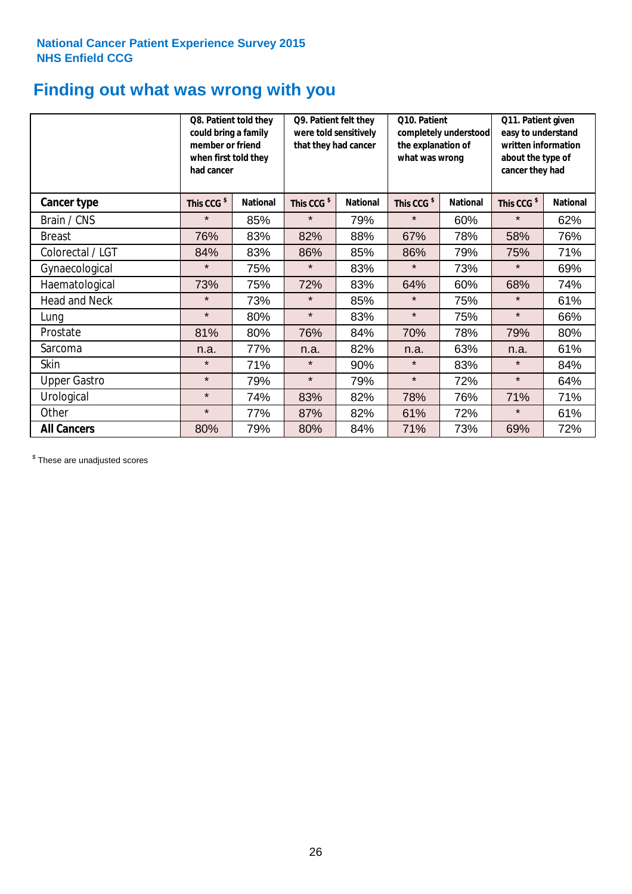**National Cancer Patient Experience Survey 2015**
**NHS Enfield CCG**

# Finding out what was wrong with you

| | Q8. Patient told they could bring a family member or friend when first told they had cancer | | Q9. Patient felt they were told sensitively that they had cancer | | Q10. Patient completely understood the explanation of what was wrong | | Q11. Patient given easy to understand written information about the type of cancer they had | |
|---|---|---|---|---|---|---|---|---|
| **Cancer type** | **This CCG $** | **National** | **This CCG $** | **National** | **This CCG $** | **National** | **This CCG $** | **National** |
| Brain / CNS | * | 85% | * | 79% | * | 60% | * | 62% |
| Breast | 76% | 83% | 82% | 88% | 67% | 78% | 58% | 76% |
| Colorectal / LGT | 84% | 83% | 86% | 85% | 86% | 79% | 75% | 71% |
| Gynaecological | * | 75% | * | 83% | * | 73% | * | 69% |
| Haematological | 73% | 75% | 72% | 83% | 64% | 60% | 68% | 74% |
| Head and Neck | * | 73% | * | 85% | * | 75% | * | 61% |
| Lung | * | 80% | * | 83% | * | 75% | * | 66% |
| Prostate | 81% | 80% | 76% | 84% | 70% | 78% | 79% | 80% |
| Sarcoma | n.a. | 77% | n.a. | 82% | n.a. | 63% | n.a. | 61% |
| Skin | * | 71% | * | 90% | * | 83% | * | 84% |
| Upper Gastro | * | 79% | * | 79% | * | 72% | * | 64% |
| Urological | * | 74% | 83% | 82% | 78% | 76% | 71% | 71% |
| Other | * | 77% | 87% | 82% | 61% | 72% | * | 61% |
| **All Cancers** | 80% | 79% | 80% | 84% | 71% | 73% | 69% | 72% |

$ These are unadjusted scores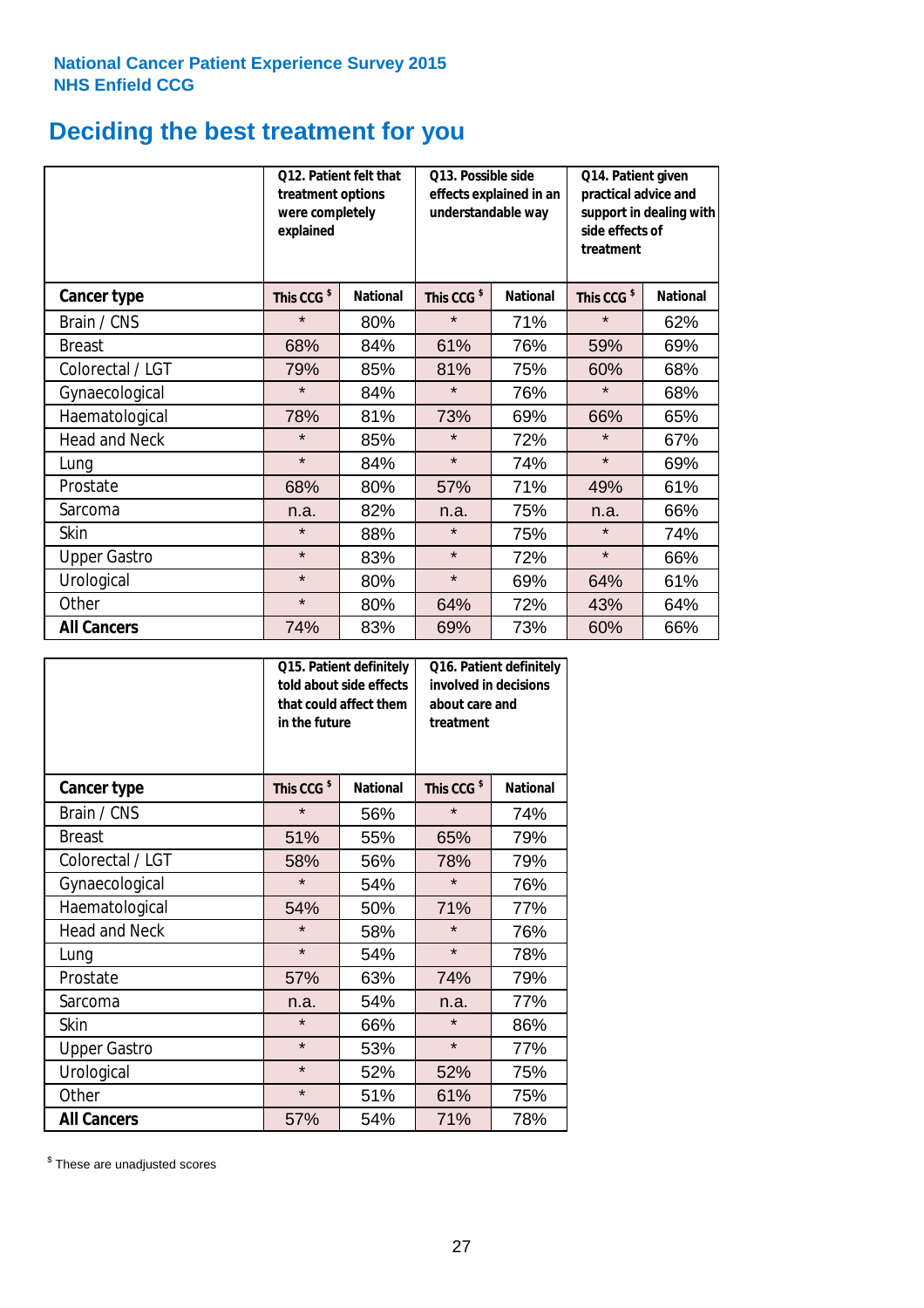National Cancer Patient Experience Survey 2015
NHS Enfield CCG

# Deciding the best treatment for you

| | Q12. Patient felt that treatment options were completely explained | | Q13. Possible side effects explained in an understandable way | | Q14. Patient given practical advice and support in dealing with side effects of treatment | |
|---|---|---|---|---|---|---|
| **Cancer type** | This CCG $ | National | This CCG $ | National | This CCG $ | National |
| Brain / CNS | * | 80% | * | 71% | * | 62% |
| Breast | 68% | 84% | 61% | 76% | 59% | 69% |
| Colorectal / LGT | 79% | 85% | 81% | 75% | 60% | 68% |
| Gynaecological | * | 84% | * | 76% | * | 68% |
| Haematological | 78% | 81% | 73% | 69% | 66% | 65% |
| Head and Neck | * | 85% | * | 72% | * | 67% |
| Lung | * | 84% | * | 74% | * | 69% |
| Prostate | 68% | 80% | 57% | 71% | 49% | 61% |
| Sarcoma | n.a. | 82% | n.a. | 75% | n.a. | 66% |
| Skin | * | 88% | * | 75% | * | 74% |
| Upper Gastro | * | 83% | * | 72% | * | 66% |
| Urological | * | 80% | * | 69% | 64% | 61% |
| Other | * | 80% | 64% | 72% | 43% | 64% |
| **All Cancers** | 74% | 83% | 69% | 73% | 60% | 66% |

| | Q15. Patient definitely told about side effects that could affect them in the future | | Q16. Patient definitely involved in decisions about care and treatment | |
|---|---|---|---|---|
| **Cancer type** | This CCG $ | National | This CCG $ | National |
| Brain / CNS | * | 56% | * | 74% |
| Breast | 51% | 55% | 65% | 79% |
| Colorectal / LGT | 58% | 56% | 78% | 79% |
| Gynaecological | * | 54% | * | 76% |
| Haematological | 54% | 50% | 71% | 77% |
| Head and Neck | * | 58% | * | 76% |
| Lung | * | 54% | * | 78% |
| Prostate | 57% | 63% | 74% | 79% |
| Sarcoma | n.a. | 54% | n.a. | 77% |
| Skin | * | 66% | * | 86% |
| Upper Gastro | * | 53% | * | 77% |
| Urological | * | 52% | 52% | 75% |
| Other | * | 51% | 61% | 75% |
| **All Cancers** | 57% | 54% | 71% | 78% |

$ These are unadjusted scores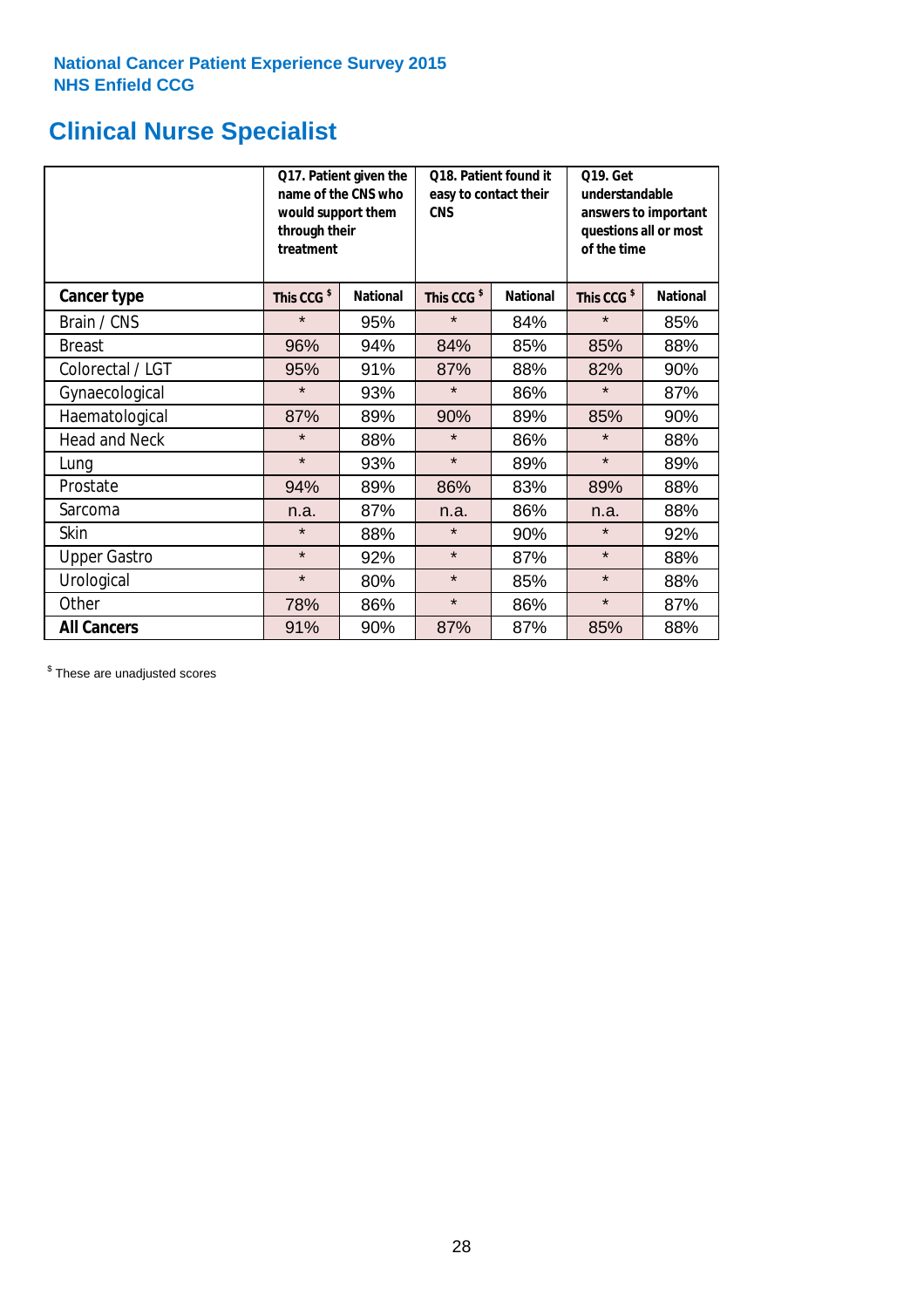National Cancer Patient Experience Survey 2015
NHS Enfield CCG

# Clinical Nurse Specialist

| | Q17. Patient given the name of the CNS who would support them through their treatment | | Q18. Patient found it easy to contact their CNS | | Q19. Get understandable answers to important questions all or most of the time | |
|---|---|---|---|---|---|---|
| **Cancer type** | **This CCG $** | **National** | **This CCG $** | **National** | **This CCG $** | **National** |
| Brain / CNS | * | 95% | * | 84% | * | 85% |
| Breast | 96% | 94% | 84% | 85% | 85% | 88% |
| Colorectal / LGT | 95% | 91% | 87% | 88% | 82% | 90% |
| Gynaecological | * | 93% | * | 86% | * | 87% |
| Haematological | 87% | 89% | 90% | 89% | 85% | 90% |
| Head and Neck | * | 88% | * | 86% | * | 88% |
| Lung | * | 93% | * | 89% | * | 89% |
| Prostate | 94% | 89% | 86% | 83% | 89% | 88% |
| Sarcoma | n.a. | 87% | n.a. | 86% | n.a. | 88% |
| Skin | * | 88% | * | 90% | * | 92% |
| Upper Gastro | * | 92% | * | 87% | * | 88% |
| Urological | * | 80% | * | 85% | * | 88% |
| Other | 78% | 86% | * | 86% | * | 87% |
| **All Cancers** | 91% | 90% | 87% | 87% | 85% | 88% |

$ These are unadjusted scores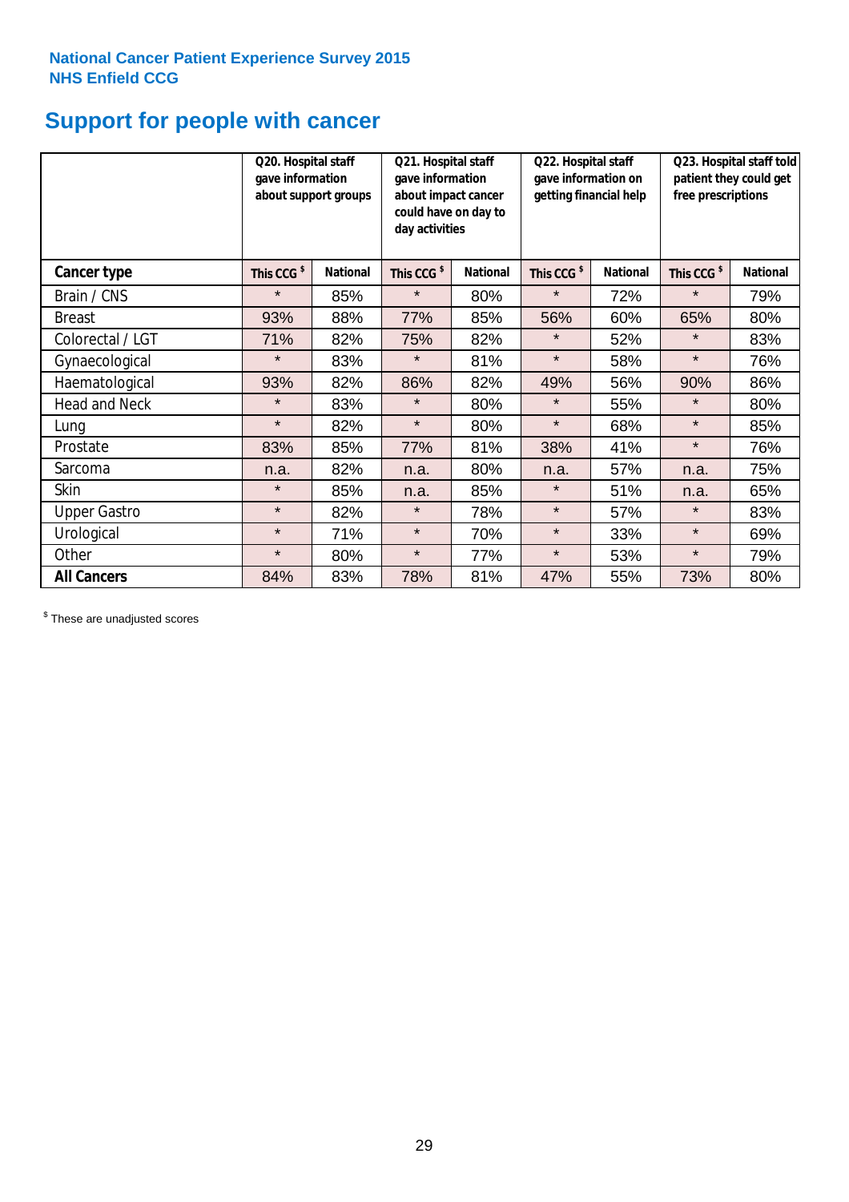**National Cancer Patient Experience Survey 2015**
**NHS Enfield CCG**

# Support for people with cancer

| | Q20. Hospital staff gave information about support groups | | Q21. Hospital staff gave information about impact cancer could have on day to day activities | | Q22. Hospital staff gave information on getting financial help | | Q23. Hospital staff told patient they could get free prescriptions | |
|---|---|---|---|---|---|---|---|---|
| **Cancer type** | **This CCG $** | **National** | **This CCG $** | **National** | **This CCG $** | **National** | **This CCG $** | **National** |
| Brain / CNS | * | 85% | * | 80% | * | 72% | * | 79% |
| Breast | 93% | 88% | 77% | 85% | 56% | 60% | 65% | 80% |
| Colorectal / LGT | 71% | 82% | 75% | 82% | * | 52% | * | 83% |
| Gynaecological | * | 83% | * | 81% | * | 58% | * | 76% |
| Haematological | 93% | 82% | 86% | 82% | 49% | 56% | 90% | 86% |
| Head and Neck | * | 83% | * | 80% | * | 55% | * | 80% |
| Lung | * | 82% | * | 80% | * | 68% | * | 85% |
| Prostate | 83% | 85% | 77% | 81% | 38% | 41% | * | 76% |
| Sarcoma | n.a. | 82% | n.a. | 80% | n.a. | 57% | n.a. | 75% |
| Skin | * | 85% | n.a. | 85% | * | 51% | n.a. | 65% |
| Upper Gastro | * | 82% | * | 78% | * | 57% | * | 83% |
| Urological | * | 71% | * | 70% | * | 33% | * | 69% |
| Other | * | 80% | * | 77% | * | 53% | * | 79% |
| **All Cancers** | 84% | 83% | 78% | 81% | 47% | 55% | 73% | 80% |

$ These are unadjusted scores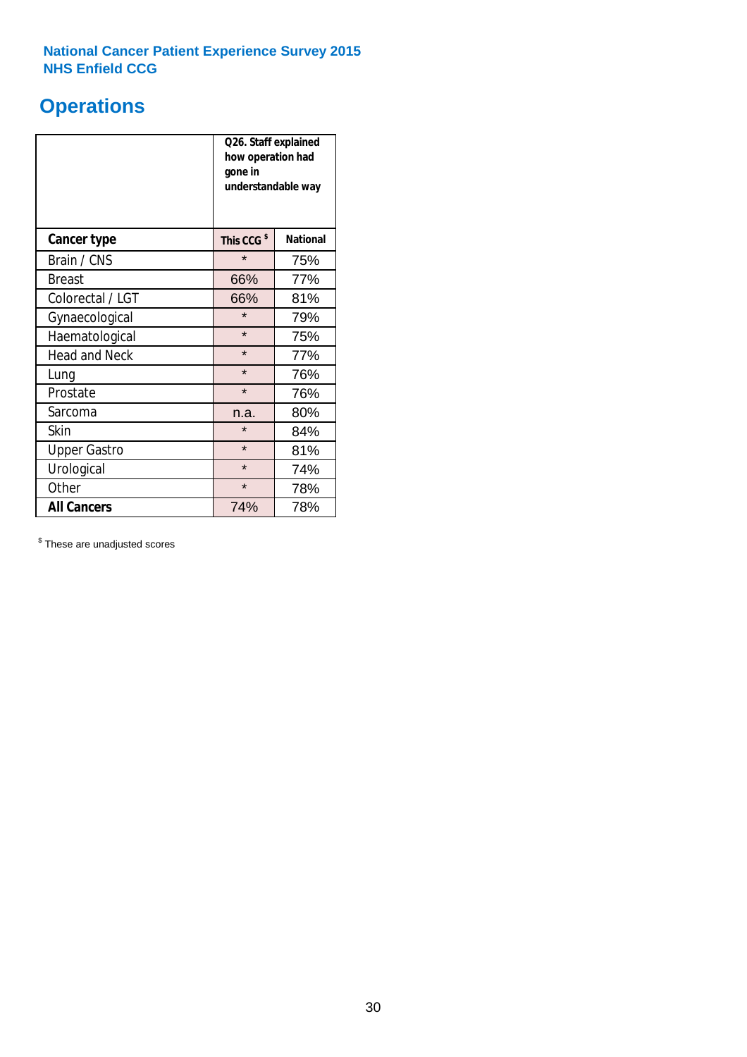**National Cancer Patient Experience Survey 2015**
**NHS Enfield CCG**

# Operations

| | Q26. Staff explained how operation had gone in understandable way | |
|---|---|---|
| **Cancer type** | **This CCG $** | **National** |
| Brain / CNS | * | 75% |
| Breast | 66% | 77% |
| Colorectal / LGT | 66% | 81% |
| Gynaecological | * | 79% |
| Haematological | * | 75% |
| Head and Neck | * | 77% |
| Lung | * | 76% |
| Prostate | * | 76% |
| Sarcoma | n.a. | 80% |
| Skin | * | 84% |
| Upper Gastro | * | 81% |
| Urological | * | 74% |
| Other | * | 78% |
| **All Cancers** | 74% | 78% |

$ These are unadjusted scores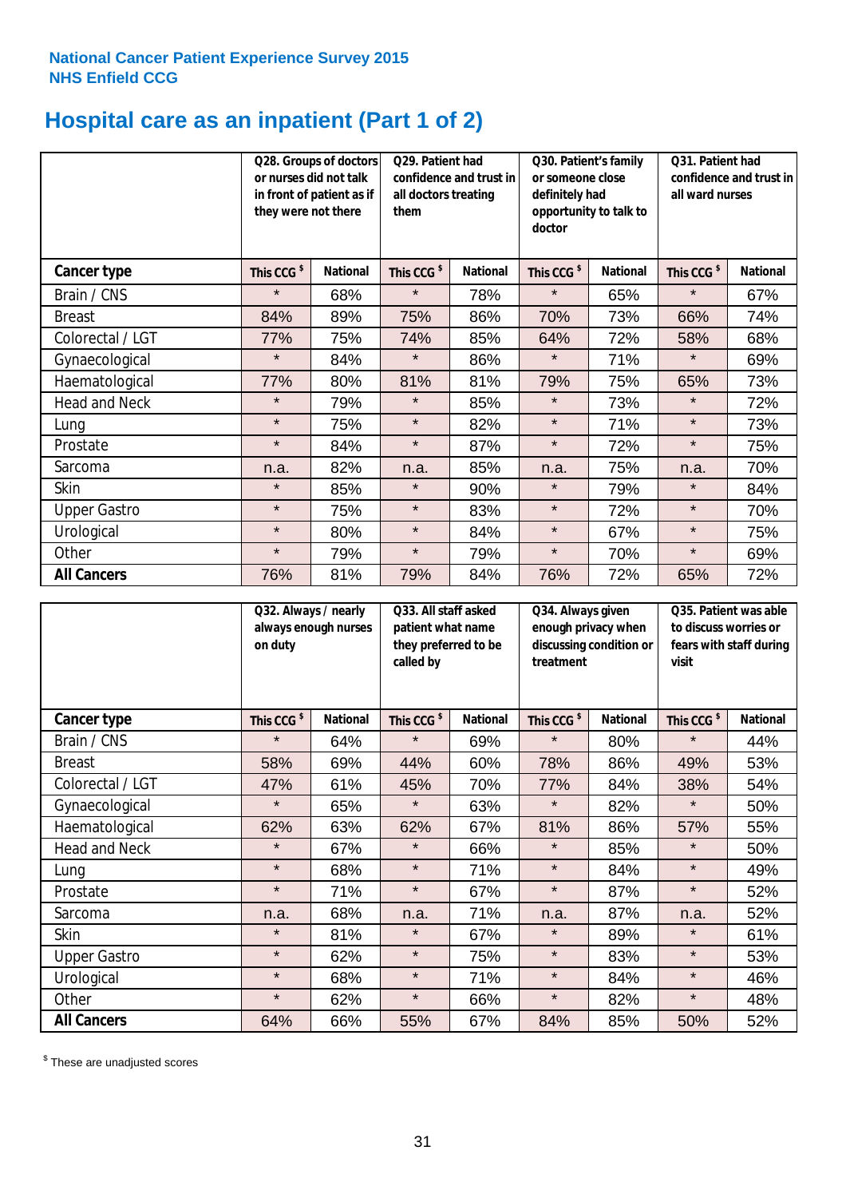National Cancer Patient Experience Survey 2015
NHS Enfield CCG

# Hospital care as an inpatient (Part 1 of 2)

| | Q28. Groups of doctors or nurses did not talk in front of patient as if they were not there | | Q29. Patient had confidence and trust in all doctors treating them | | Q30. Patient's family or someone close definitely had opportunity to talk to doctor | | Q31. Patient had confidence and trust in all ward nurses | |
|---|---|---|---|---|---|---|---|---|
| **Cancer type** | This CCG $ | National | This CCG $ | National | This CCG $ | National | This CCG $ | National |
| Brain / CNS | * | 68% | * | 78% | * | 65% | * | 67% |
| Breast | 84% | 89% | 75% | 86% | 70% | 73% | 66% | 74% |
| Colorectal / LGT | 77% | 75% | 74% | 85% | 64% | 72% | 58% | 68% |
| Gynaecological | * | 84% | * | 86% | * | 71% | * | 69% |
| Haematological | 77% | 80% | 81% | 81% | 79% | 75% | 65% | 73% |
| Head and Neck | * | 79% | * | 85% | * | 73% | * | 72% |
| Lung | * | 75% | * | 82% | * | 71% | * | 73% |
| Prostate | * | 84% | * | 87% | * | 72% | * | 75% |
| Sarcoma | n.a. | 82% | n.a. | 85% | n.a. | 75% | n.a. | 70% |
| Skin | * | 85% | * | 90% | * | 79% | * | 84% |
| Upper Gastro | * | 75% | * | 83% | * | 72% | * | 70% |
| Urological | * | 80% | * | 84% | * | 67% | * | 75% |
| Other | * | 79% | * | 79% | * | 70% | * | 69% |
| **All Cancers** | 76% | 81% | 79% | 84% | 76% | 72% | 65% | 72% |

| | Q32. Always / nearly always enough nurses on duty | | Q33. All staff asked patient what name they preferred to be called by | | Q34. Always given enough privacy when discussing condition or treatment | | Q35. Patient was able to discuss worries or fears with staff during visit | |
|---|---|---|---|---|---|---|---|---|
| **Cancer type** | This CCG $ | National | This CCG $ | National | This CCG $ | National | This CCG $ | National |
| Brain / CNS | * | 64% | * | 69% | * | 80% | * | 44% |
| Breast | 58% | 69% | 44% | 60% | 78% | 86% | 49% | 53% |
| Colorectal / LGT | 47% | 61% | 45% | 70% | 77% | 84% | 38% | 54% |
| Gynaecological | * | 65% | * | 63% | * | 82% | * | 50% |
| Haematological | 62% | 63% | 62% | 67% | 81% | 86% | 57% | 55% |
| Head and Neck | * | 67% | * | 66% | * | 85% | * | 50% |
| Lung | * | 68% | * | 71% | * | 84% | * | 49% |
| Prostate | * | 71% | * | 67% | * | 87% | * | 52% |
| Sarcoma | n.a. | 68% | n.a. | 71% | n.a. | 87% | n.a. | 52% |
| Skin | * | 81% | * | 67% | * | 89% | * | 61% |
| Upper Gastro | * | 62% | * | 75% | * | 83% | * | 53% |
| Urological | * | 68% | * | 71% | * | 84% | * | 46% |
| Other | * | 62% | * | 66% | * | 82% | * | 48% |
| **All Cancers** | 64% | 66% | 55% | 67% | 84% | 85% | 50% | 52% |

$ These are unadjusted scores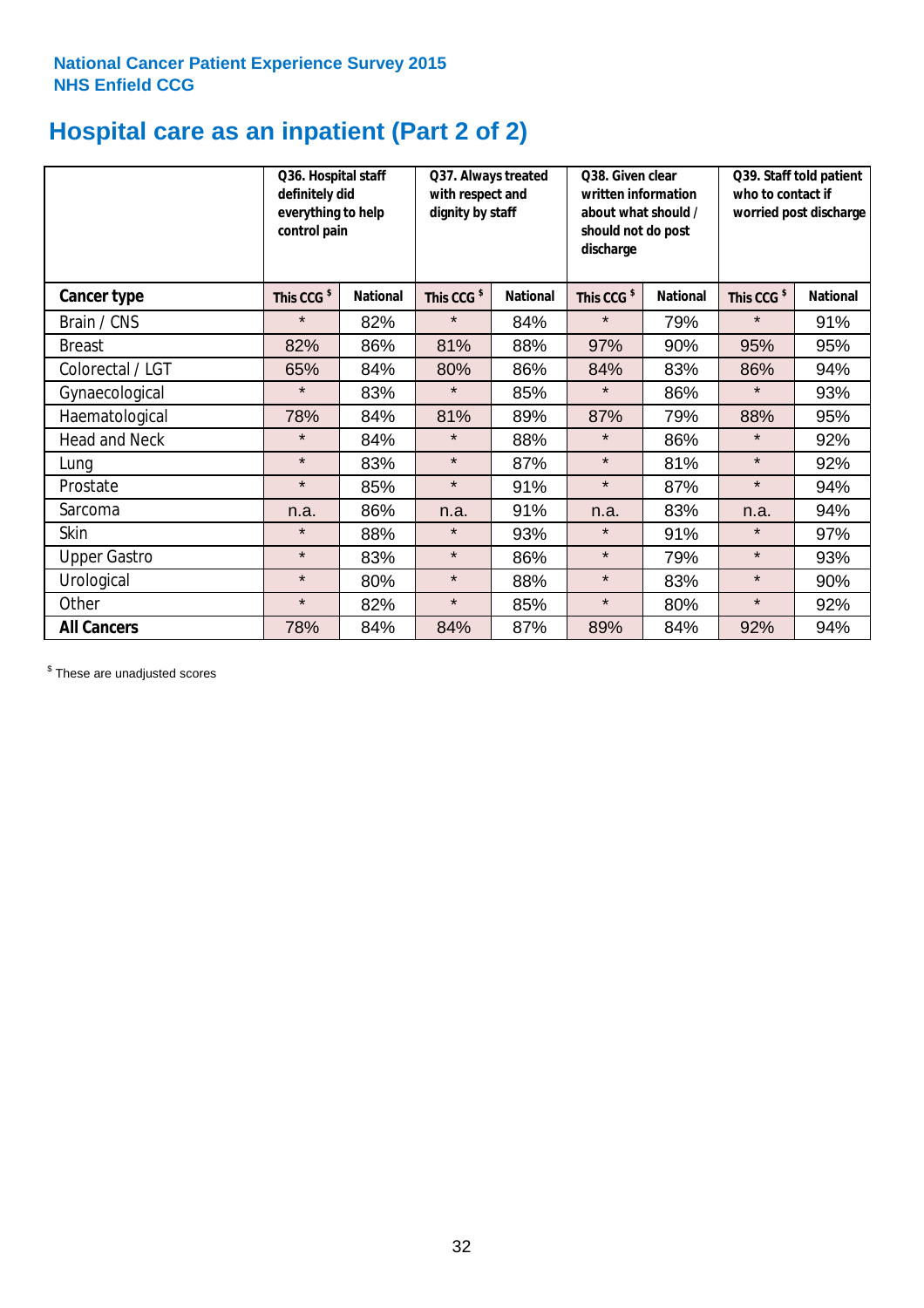National Cancer Patient Experience Survey 2015
NHS Enfield CCG

# Hospital care as an inpatient (Part 2 of 2)

| | Q36. Hospital staff definitely did everything to help control pain | | Q37. Always treated with respect and dignity by staff | | Q38. Given clear written information about what should / should not do post discharge | | Q39. Staff told patient who to contact if worried post discharge | |
|---|---|---|---|---|---|---|---|---|
| **Cancer type** | This CCG $ | National | This CCG $ | National | This CCG $ | National | This CCG $ | National |
| Brain / CNS | * | 82% | * | 84% | * | 79% | * | 91% |
| Breast | 82% | 86% | 81% | 88% | 97% | 90% | 95% | 95% |
| Colorectal / LGT | 65% | 84% | 80% | 86% | 84% | 83% | 86% | 94% |
| Gynaecological | * | 83% | * | 85% | * | 86% | * | 93% |
| Haematological | 78% | 84% | 81% | 89% | 87% | 79% | 88% | 95% |
| Head and Neck | * | 84% | * | 88% | * | 86% | * | 92% |
| Lung | * | 83% | * | 87% | * | 81% | * | 92% |
| Prostate | * | 85% | * | 91% | * | 87% | * | 94% |
| Sarcoma | n.a. | 86% | n.a. | 91% | n.a. | 83% | n.a. | 94% |
| Skin | * | 88% | * | 93% | * | 91% | * | 97% |
| Upper Gastro | * | 83% | * | 86% | * | 79% | * | 93% |
| Urological | * | 80% | * | 88% | * | 83% | * | 90% |
| Other | * | 82% | * | 85% | * | 80% | * | 92% |
| **All Cancers** | 78% | 84% | 84% | 87% | 89% | 84% | 92% | 94% |

$ These are unadjusted scores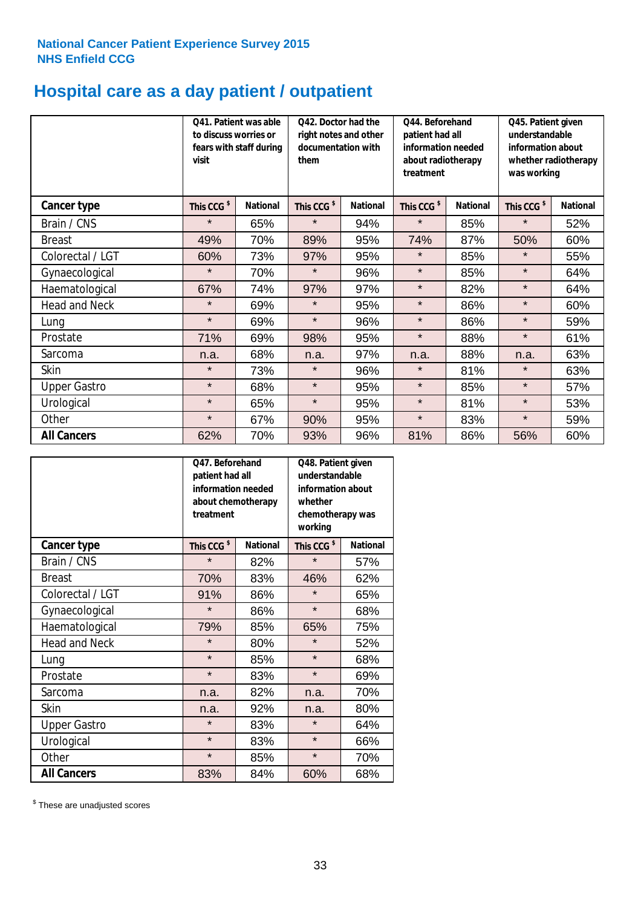National Cancer Patient Experience Survey 2015
NHS Enfield CCG

# Hospital care as a day patient / outpatient

| | Q41. Patient was able to discuss worries or fears with staff during visit | | Q42. Doctor had the right notes and other documentation with them | | Q44. Beforehand patient had all information needed about radiotherapy treatment | | Q45. Patient given understandable information about whether radiotherapy was working | |
|---|---|---|---|---|---|---|---|---|
| **Cancer type** | **This CCG $** | **National** | **This CCG $** | **National** | **This CCG $** | **National** | **This CCG $** | **National** |
| Brain / CNS | * | 65% | * | 94% | * | 85% | * | 52% |
| Breast | 49% | 70% | 89% | 95% | 74% | 87% | 50% | 60% |
| Colorectal / LGT | 60% | 73% | 97% | 95% | * | 85% | * | 55% |
| Gynaecological | * | 70% | * | 96% | * | 85% | * | 64% |
| Haematological | 67% | 74% | 97% | 97% | * | 82% | * | 64% |
| Head and Neck | * | 69% | * | 95% | * | 86% | * | 60% |
| Lung | * | 69% | * | 96% | * | 86% | * | 59% |
| Prostate | 71% | 69% | 98% | 95% | * | 88% | * | 61% |
| Sarcoma | n.a. | 68% | n.a. | 97% | n.a. | 88% | n.a. | 63% |
| Skin | * | 73% | * | 96% | * | 81% | * | 63% |
| Upper Gastro | * | 68% | * | 95% | * | 85% | * | 57% |
| Urological | * | 65% | * | 95% | * | 81% | * | 53% |
| Other | * | 67% | 90% | 95% | * | 83% | * | 59% |
| **All Cancers** | 62% | 70% | 93% | 96% | 81% | 86% | 56% | 60% |

| | Q47. Beforehand patient had all information needed about chemotherapy treatment | | Q48. Patient given understandable information about whether chemotherapy was working | |
|---|---|---|---|---|
| **Cancer type** | **This CCG $** | **National** | **This CCG $** | **National** |
| Brain / CNS | * | 82% | * | 57% |
| Breast | 70% | 83% | 46% | 62% |
| Colorectal / LGT | 91% | 86% | * | 65% |
| Gynaecological | * | 86% | * | 68% |
| Haematological | 79% | 85% | 65% | 75% |
| Head and Neck | * | 80% | * | 52% |
| Lung | * | 85% | * | 68% |
| Prostate | * | 83% | * | 69% |
| Sarcoma | n.a. | 82% | n.a. | 70% |
| Skin | n.a. | 92% | n.a. | 80% |
| Upper Gastro | * | 83% | * | 64% |
| Urological | * | 83% | * | 66% |
| Other | * | 85% | * | 70% |
| **All Cancers** | 83% | 84% | 60% | 68% |

$ These are unadjusted scores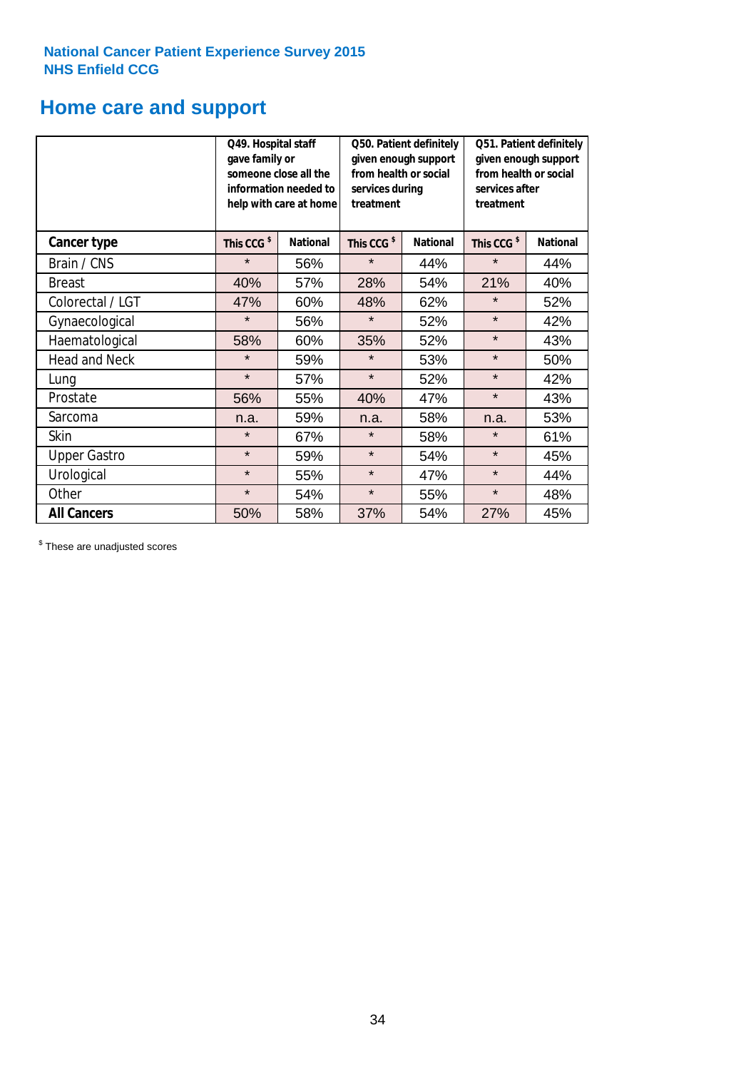National Cancer Patient Experience Survey 2015
NHS Enfield CCG

## Home care and support

| | Q49. Hospital staff gave family or someone close all the information needed to help with care at home | | Q50. Patient definitely given enough support from health or social services during treatment | | Q51. Patient definitely given enough support from health or social services after treatment | |
|---|---|---|---|---|---|---|
| **Cancer type** | **This CCG $** | **National** | **This CCG $** | **National** | **This CCG $** | **National** |
| Brain / CNS | * | 56% | * | 44% | * | 44% |
| Breast | 40% | 57% | 28% | 54% | 21% | 40% |
| Colorectal / LGT | 47% | 60% | 48% | 62% | * | 52% |
| Gynaecological | * | 56% | * | 52% | * | 42% |
| Haematological | 58% | 60% | 35% | 52% | * | 43% |
| Head and Neck | * | 59% | * | 53% | * | 50% |
| Lung | * | 57% | * | 52% | * | 42% |
| Prostate | 56% | 55% | 40% | 47% | * | 43% |
| Sarcoma | n.a. | 59% | n.a. | 58% | n.a. | 53% |
| Skin | * | 67% | * | 58% | * | 61% |
| Upper Gastro | * | 59% | * | 54% | * | 45% |
| Urological | * | 55% | * | 47% | * | 44% |
| Other | * | 54% | * | 55% | * | 48% |
| **All Cancers** | 50% | 58% | 37% | 54% | 27% | 45% |

$ These are unadjusted scores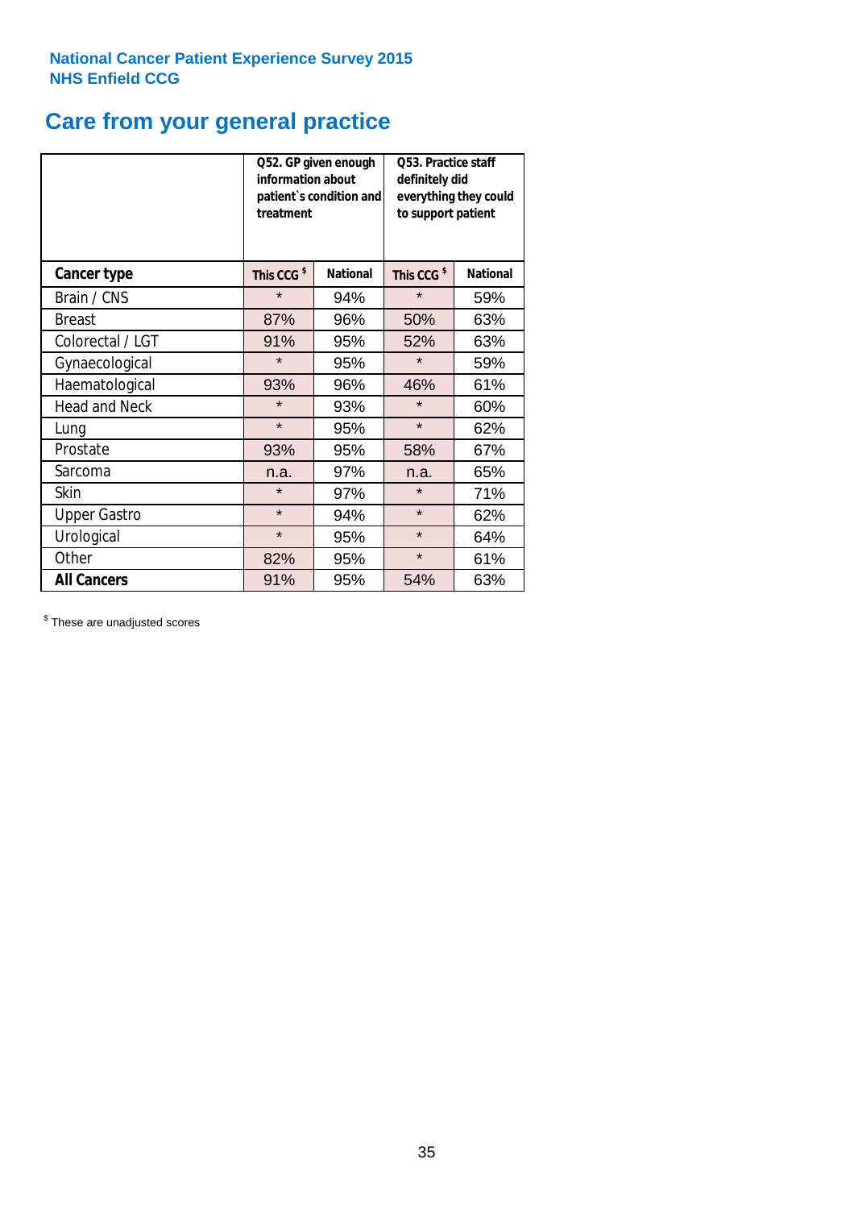National Cancer Patient Experience Survey 2015
NHS Enfield CCG

# Care from your general practice

| | Q52. GP given enough information about patient`s condition and treatment | | Q53. Practice staff definitely did everything they could to support patient | |
|---|---|---|---|---|
| **Cancer type** | **This CCG $** | **National** | **This CCG $** | **National** |
| Brain / CNS | * | 94% | * | 59% |
| Breast | 87% | 96% | 50% | 63% |
| Colorectal / LGT | 91% | 95% | 52% | 63% |
| Gynaecological | * | 95% | * | 59% |
| Haematological | 93% | 96% | 46% | 61% |
| Head and Neck | * | 93% | * | 60% |
| Lung | * | 95% | * | 62% |
| Prostate | 93% | 95% | 58% | 67% |
| Sarcoma | n.a. | 97% | n.a. | 65% |
| Skin | * | 97% | * | 71% |
| Upper Gastro | * | 94% | * | 62% |
| Urological | * | 95% | * | 64% |
| Other | 82% | 95% | * | 61% |
| **All Cancers** | 91% | 95% | 54% | 63% |

$ These are unadjusted scores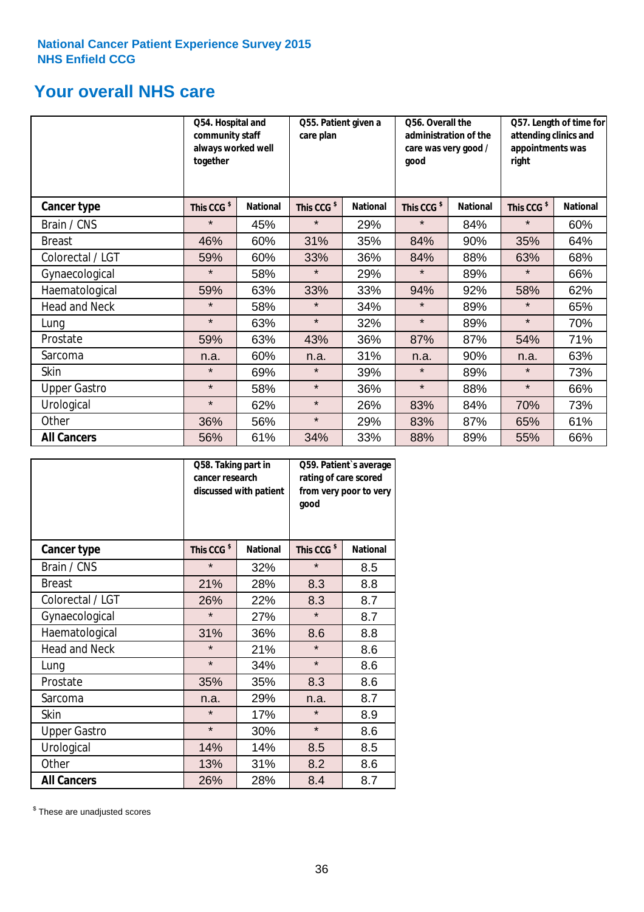National Cancer Patient Experience Survey 2015
NHS Enfield CCG

## Your overall NHS care

| | Q54. Hospital and community staff always worked well together | | Q55. Patient given a care plan | | Q56. Overall the administration of the care was very good / good | | Q57. Length of time for attending clinics and appointments was right | |
|---|---|---|---|---|---|---|---|---|
| **Cancer type** | This CCG $ | National | This CCG $ | National | This CCG $ | National | This CCG $ | National |
| Brain / CNS | * | 45% | * | 29% | * | 84% | * | 60% |
| Breast | 46% | 60% | 31% | 35% | 84% | 90% | 35% | 64% |
| Colorectal / LGT | 59% | 60% | 33% | 36% | 84% | 88% | 63% | 68% |
| Gynaecological | * | 58% | * | 29% | * | 89% | * | 66% |
| Haematological | 59% | 63% | 33% | 33% | 94% | 92% | 58% | 62% |
| Head and Neck | * | 58% | * | 34% | * | 89% | * | 65% |
| Lung | * | 63% | * | 32% | * | 89% | * | 70% |
| Prostate | 59% | 63% | 43% | 36% | 87% | 87% | 54% | 71% |
| Sarcoma | n.a. | 60% | n.a. | 31% | n.a. | 90% | n.a. | 63% |
| Skin | * | 69% | * | 39% | * | 89% | * | 73% |
| Upper Gastro | * | 58% | * | 36% | * | 88% | * | 66% |
| Urological | * | 62% | * | 26% | 83% | 84% | 70% | 73% |
| Other | 36% | 56% | * | 29% | 83% | 87% | 65% | 61% |
| **All Cancers** | 56% | 61% | 34% | 33% | 88% | 89% | 55% | 66% |

| | Q58. Taking part in cancer research discussed with patient | | Q59. Patient's average rating of care scored from very poor to very good | |
|---|---|---|---|---|
| **Cancer type** | This CCG $ | National | This CCG $ | National |
| Brain / CNS | * | 32% | * | 8.5 |
| Breast | 21% | 28% | 8.3 | 8.8 |
| Colorectal / LGT | 26% | 22% | 8.3 | 8.7 |
| Gynaecological | * | 27% | * | 8.7 |
| Haematological | 31% | 36% | 8.6 | 8.8 |
| Head and Neck | * | 21% | * | 8.6 |
| Lung | * | 34% | * | 8.6 |
| Prostate | 35% | 35% | 8.3 | 8.6 |
| Sarcoma | n.a. | 29% | n.a. | 8.7 |
| Skin | * | 17% | * | 8.9 |
| Upper Gastro | * | 30% | * | 8.6 |
| Urological | 14% | 14% | 8.5 | 8.5 |
| Other | 13% | 31% | 8.2 | 8.6 |
| **All Cancers** | 26% | 28% | 8.4 | 8.7 |

$ These are unadjusted scores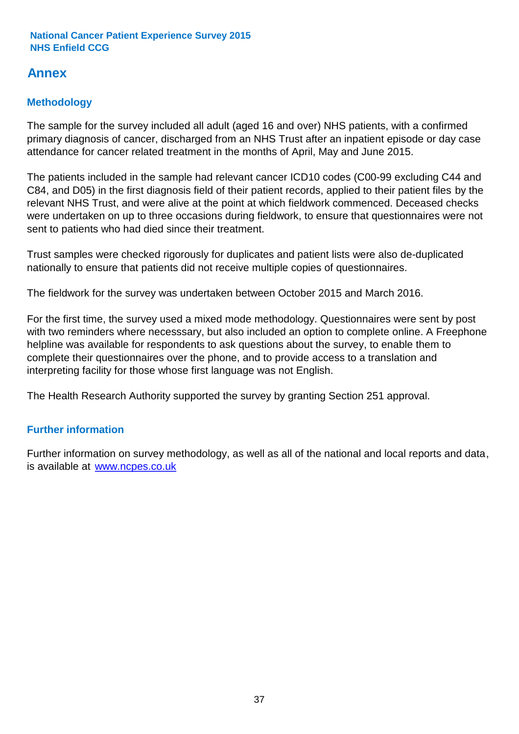National Cancer Patient Experience Survey 2015
NHS Enfield CCG

# Annex

## Methodology

The sample for the survey included all adult (aged 16 and over) NHS patients, with a confirmed primary diagnosis of cancer, discharged from an NHS Trust after an inpatient episode or day case attendance for cancer related treatment in the months of April, May and June 2015.

The patients included in the sample had relevant cancer ICD10 codes (C00-99 excluding C44 and C84, and D05) in the first diagnosis field of their patient records, applied to their patient files by the relevant NHS Trust, and were alive at the point at which fieldwork commenced. Deceased checks were undertaken on up to three occasions during fieldwork, to ensure that questionnaires were not sent to patients who had died since their treatment.

Trust samples were checked rigorously for duplicates and patient lists were also de-duplicated nationally to ensure that patients did not receive multiple copies of questionnaires.

The fieldwork for the survey was undertaken between October 2015 and March 2016.

For the first time, the survey used a mixed mode methodology. Questionnaires were sent by post with two reminders where necesssary, but also included an option to complete online. A Freephone helpline was available for respondents to ask questions about the survey, to enable them to complete their questionnaires over the phone, and to provide access to a translation and interpreting facility for those whose first language was not English.

The Health Research Authority supported the survey by granting Section 251 approval.

## Further information

Further information on survey methodology, as well as all of the national and local reports and data, is available at [www.ncpes.co.uk](http://www.ncpes.co.uk)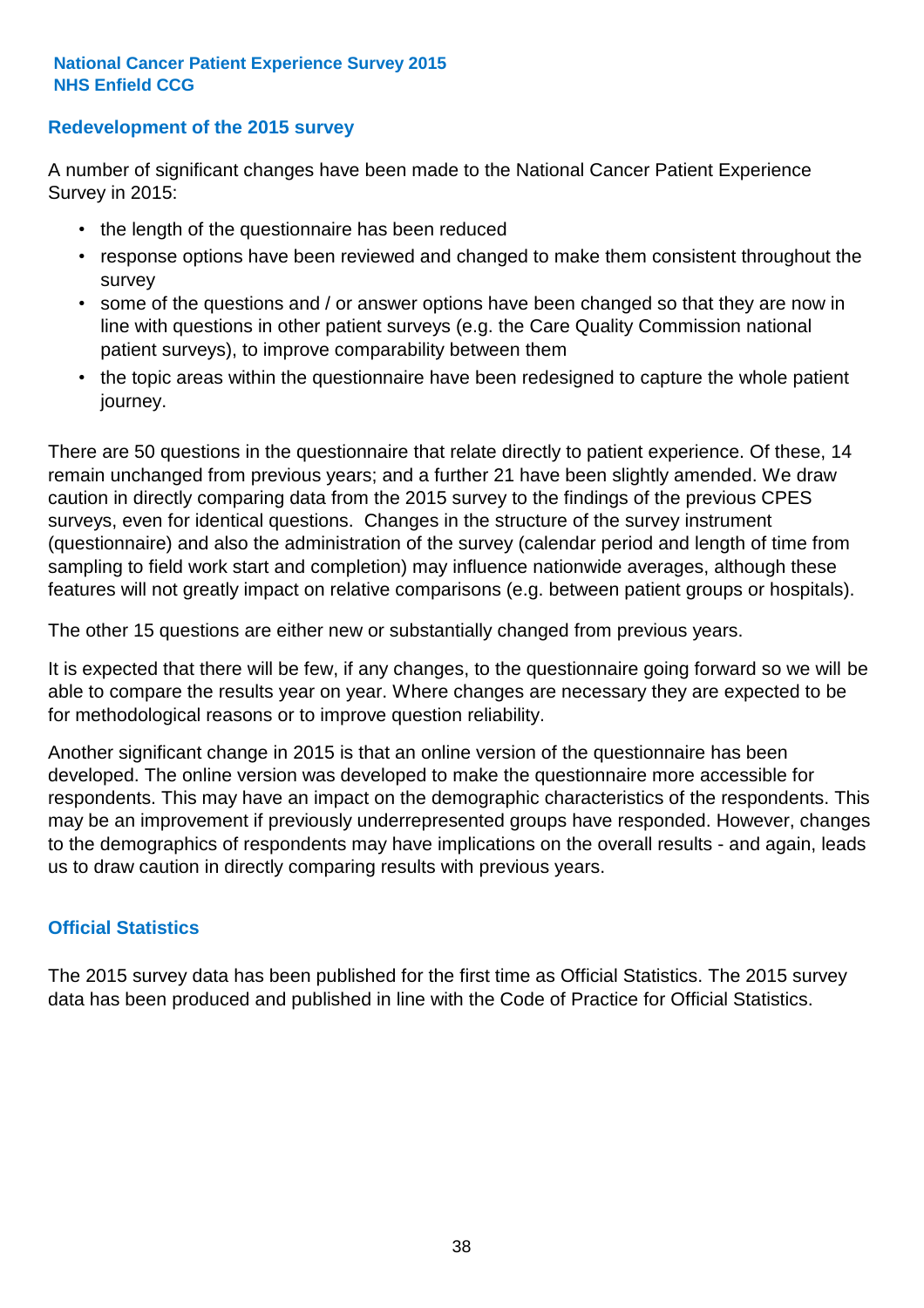## Redevelopment of the 2015 survey

A number of significant changes have been made to the National Cancer Patient Experience Survey in 2015:

- the length of the questionnaire has been reduced
- response options have been reviewed and changed to make them consistent throughout the survey
- some of the questions and / or answer options have been changed so that they are now in line with questions in other patient surveys (e.g. the Care Quality Commission national patient surveys), to improve comparability between them
- the topic areas within the questionnaire have been redesigned to capture the whole patient journey.

There are 50 questions in the questionnaire that relate directly to patient experience. Of these, 14 remain unchanged from previous years; and a further 21 have been slightly amended. We draw caution in directly comparing data from the 2015 survey to the findings of the previous CPES surveys, even for identical questions. Changes in the structure of the survey instrument (questionnaire) and also the administration of the survey (calendar period and length of time from sampling to field work start and completion) may influence nationwide averages, although these features will not greatly impact on relative comparisons (e.g. between patient groups or hospitals).

The other 15 questions are either new or substantially changed from previous years.

It is expected that there will be few, if any changes, to the questionnaire going forward so we will be able to compare the results year on year. Where changes are necessary they are expected to be for methodological reasons or to improve question reliability.

Another significant change in 2015 is that an online version of the questionnaire has been developed. The online version was developed to make the questionnaire more accessible for respondents. This may have an impact on the demographic characteristics of the respondents. This may be an improvement if previously underrepresented groups have responded. However, changes to the demographics of respondents may have implications on the overall results - and again, leads us to draw caution in directly comparing results with previous years.

## Official Statistics

The 2015 survey data has been published for the first time as Official Statistics. The 2015 survey data has been produced and published in line with the Code of Practice for Official Statistics.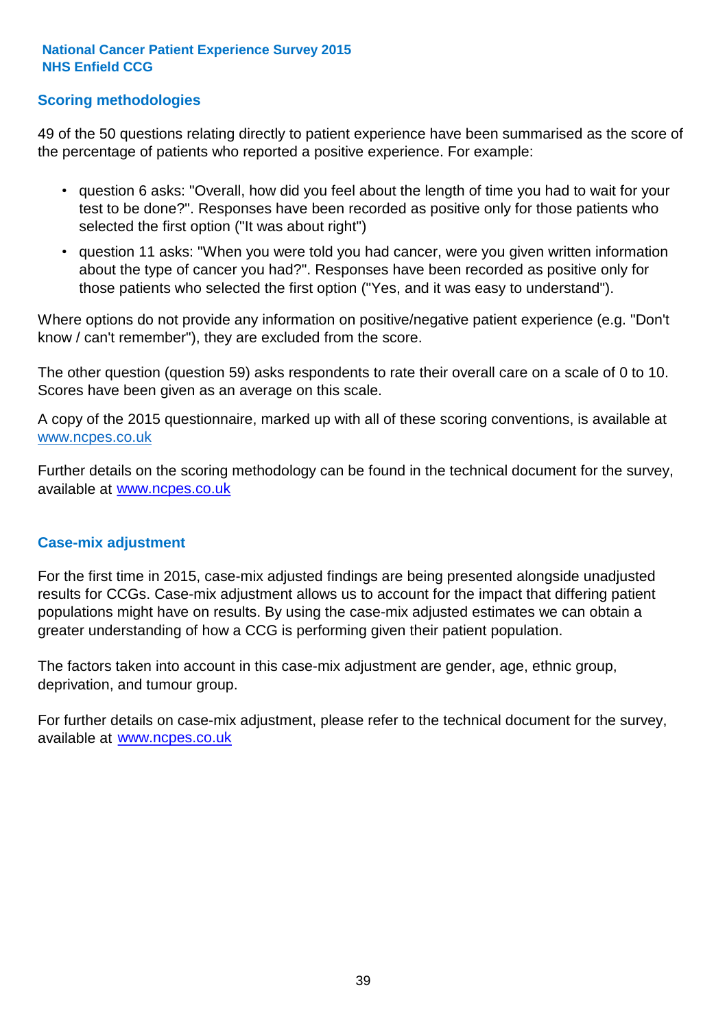## Scoring methodologies

49 of the 50 questions relating directly to patient experience have been summarised as the score of the percentage of patients who reported a positive experience. For example:

- question 6 asks: "Overall, how did you feel about the length of time you had to wait for your test to be done?". Responses have been recorded as positive only for those patients who selected the first option ("It was about right")
- question 11 asks: "When you were told you had cancer, were you given written information about the type of cancer you had?". Responses have been recorded as positive only for those patients who selected the first option ("Yes, and it was easy to understand").

Where options do not provide any information on positive/negative patient experience (e.g. "Don't know / can't remember"), they are excluded from the score.

The other question (question 59) asks respondents to rate their overall care on a scale of 0 to 10. Scores have been given as an average on this scale.

A copy of the 2015 questionnaire, marked up with all of these scoring conventions, is available at www.ncpes.co.uk

Further details on the scoring methodology can be found in the technical document for the survey, available at www.ncpes.co.uk

## Case-mix adjustment

For the first time in 2015, case-mix adjusted findings are being presented alongside unadjusted results for CCGs. Case-mix adjustment allows us to account for the impact that differing patient populations might have on results. By using the case-mix adjusted estimates we can obtain a greater understanding of how a CCG is performing given their patient population.

The factors taken into account in this case-mix adjustment are gender, age, ethnic group, deprivation, and tumour group.

For further details on case-mix adjustment, please refer to the technical document for the survey, available at www.ncpes.co.uk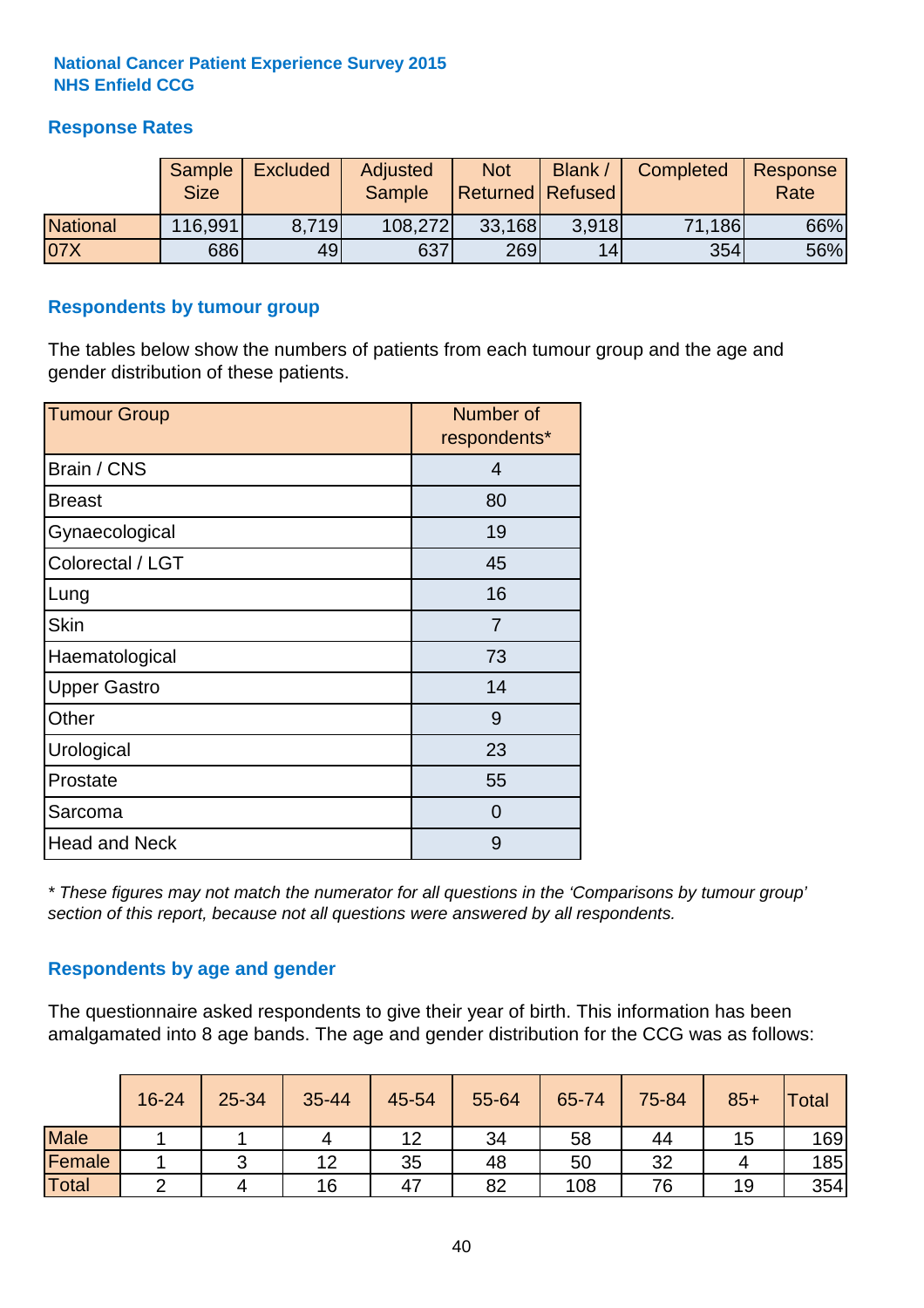**National Cancer Patient Experience Survey 2015**
**NHS Enfield CCG**

## Response Rates

| | Sample Size | Excluded | Adjusted Sample | Not Returned | Blank / Refused | Completed | Response Rate |
|---|---|---|---|---|---|---|---|
| National | 116,991 | 8,719 | 108,272 | 33,168 | 3,918 | 71,186 | 66% |
| 07X | 686 | 49 | 637 | 269 | 14 | 354 | 56% |

## Respondents by tumour group

The tables below show the numbers of patients from each tumour group and the age and gender distribution of these patients.

| Tumour Group | Number of respondents* |
|---|---|
| Brain / CNS | 4 |
| Breast | 80 |
| Gynaecological | 19 |
| Colorectal / LGT | 45 |
| Lung | 16 |
| Skin | 7 |
| Haematological | 73 |
| Upper Gastro | 14 |
| Other | 9 |
| Urological | 23 |
| Prostate | 55 |
| Sarcoma | 0 |
| Head and Neck | 9 |

*\* These figures may not match the numerator for all questions in the 'Comparisons by tumour group' section of this report, because not all questions were answered by all respondents.*

## Respondents by age and gender

The questionnaire asked respondents to give their year of birth. This information has been amalgamated into 8 age bands. The age and gender distribution for the CCG was as follows:

| | 16-24 | 25-34 | 35-44 | 45-54 | 55-64 | 65-74 | 75-84 | 85+ | Total |
|---|---|---|---|---|---|---|---|---|---|
| Male | 1 | 1 | 4 | 12 | 34 | 58 | 44 | 15 | 169 |
| Female | 1 | 3 | 12 | 35 | 48 | 50 | 32 | 4 | 185 |
| Total | 2 | 4 | 16 | 47 | 82 | 108 | 76 | 19 | 354 |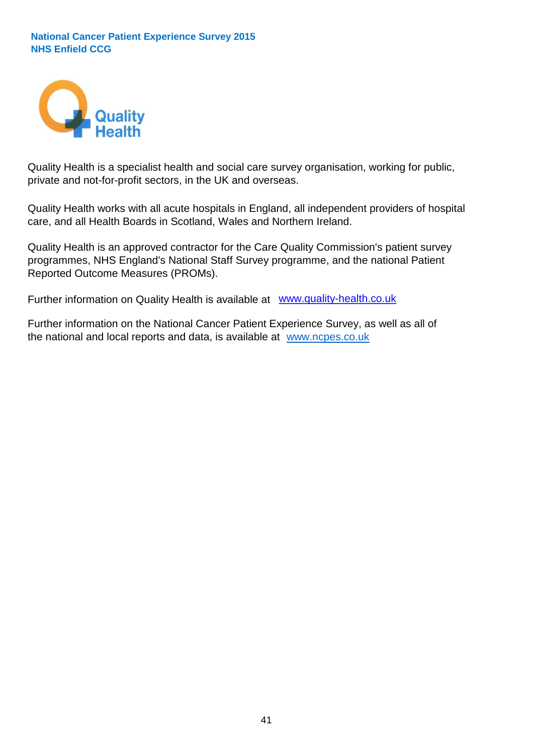Quality Health is a specialist health and social care survey organisation, working for public, private and not-for-profit sectors, in the UK and overseas.

Quality Health works with all acute hospitals in England, all independent providers of hospital care, and all Health Boards in Scotland, Wales and Northern Ireland.

Quality Health is an approved contractor for the Care Quality Commission's patient survey programmes, NHS England's National Staff Survey programme, and the national Patient Reported Outcome Measures (PROMs).

Further information on Quality Health is available at www.quality-health.co.uk

Further information on the National Cancer Patient Experience Survey, as well as all of the national and local reports and data, is available at www.ncpes.co.uk